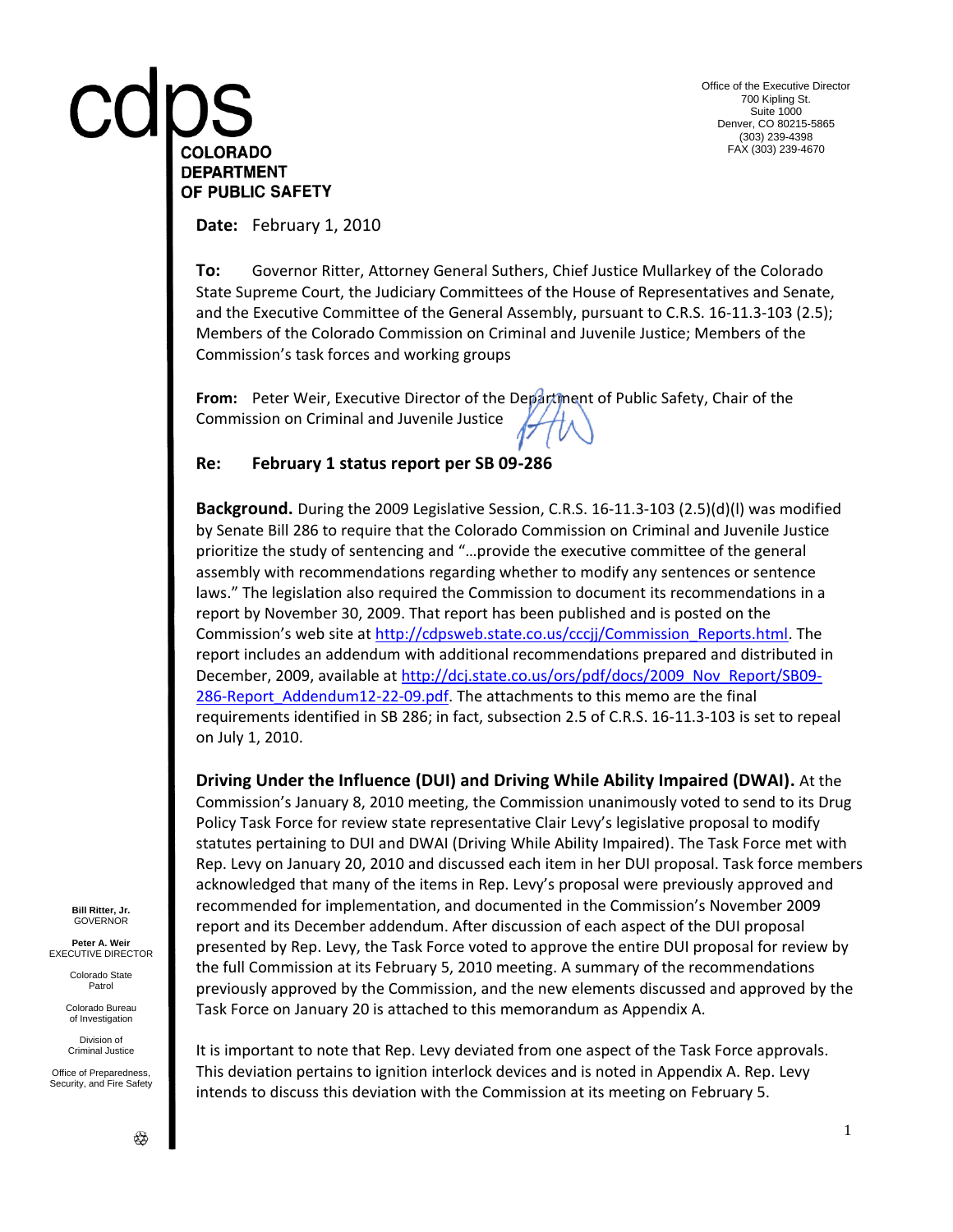# cdps COLORADO DEPARTMENT OF PUBLIC SAFETY

Office of the Executive Director
700 Kipling St.
Suite 1000
Denver, CO 80215-5865
(303) 239-4398
FAX (303) 239-4670

**Date:** February 1, 2010

**To:** Governor Ritter, Attorney General Suthers, Chief Justice Mullarkey of the Colorado State Supreme Court, the Judiciary Committees of the House of Representatives and Senate, and the Executive Committee of the General Assembly, pursuant to C.R.S. 16-11.3-103 (2.5); Members of the Colorado Commission on Criminal and Juvenile Justice; Members of the Commission's task forces and working groups

**From:** Peter Weir, Executive Director of the Department of Public Safety, Chair of the Commission on Criminal and Juvenile Justice

**Re: February 1 status report per SB 09-286**

**Background.** During the 2009 Legislative Session, C.R.S. 16-11.3-103 (2.5)(d)(l) was modified by Senate Bill 286 to require that the Colorado Commission on Criminal and Juvenile Justice prioritize the study of sentencing and "…provide the executive committee of the general assembly with recommendations regarding whether to modify any sentences or sentence laws." The legislation also required the Commission to document its recommendations in a report by November 30, 2009. That report has been published and is posted on the Commission's web site at http://cdpsweb.state.co.us/cccjj/Commission_Reports.html. The report includes an addendum with additional recommendations prepared and distributed in December, 2009, available at http://dcj.state.co.us/ors/pdf/docs/2009_Nov_Report/SB09-286-Report_Addendum12-22-09.pdf. The attachments to this memo are the final requirements identified in SB 286; in fact, subsection 2.5 of C.R.S. 16-11.3-103 is set to repeal on July 1, 2010.

**Driving Under the Influence (DUI) and Driving While Ability Impaired (DWAI).** At the Commission's January 8, 2010 meeting, the Commission unanimously voted to send to its Drug Policy Task Force for review state representative Clair Levy's legislative proposal to modify statutes pertaining to DUI and DWAI (Driving While Ability Impaired). The Task Force met with Rep. Levy on January 20, 2010 and discussed each item in her DUI proposal. Task force members acknowledged that many of the items in Rep. Levy's proposal were previously approved and recommended for implementation, and documented in the Commission's November 2009 report and its December addendum. After discussion of each aspect of the DUI proposal presented by Rep. Levy, the Task Force voted to approve the entire DUI proposal for review by the full Commission at its February 5, 2010 meeting. A summary of the recommendations previously approved by the Commission, and the new elements discussed and approved by the Task Force on January 20 is attached to this memorandum as Appendix A.

It is important to note that Rep. Levy deviated from one aspect of the Task Force approvals. This deviation pertains to ignition interlock devices and is noted in Appendix A. Rep. Levy intends to discuss this deviation with the Commission at its meeting on February 5.

**Bill Ritter, Jr.**
GOVERNOR

**Peter A. Weir**
EXECUTIVE DIRECTOR

Colorado State Patrol

Colorado Bureau of Investigation

Division of Criminal Justice

Office of Preparedness, Security, and Fire Safety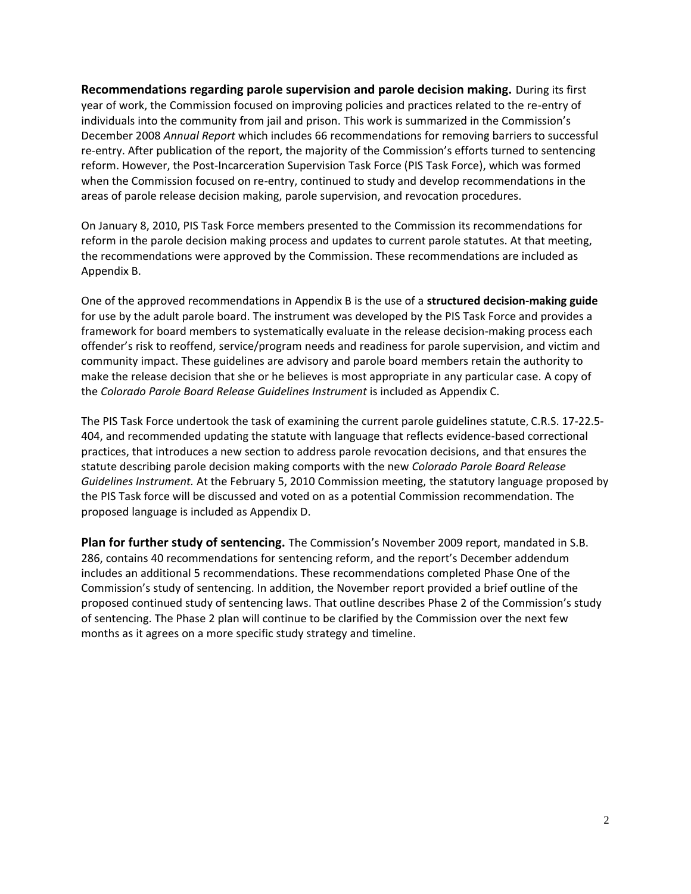**Recommendations regarding parole supervision and parole decision making.** During its first year of work, the Commission focused on improving policies and practices related to the re-entry of individuals into the community from jail and prison. This work is summarized in the Commission's December 2008 *Annual Report* which includes 66 recommendations for removing barriers to successful re-entry. After publication of the report, the majority of the Commission's efforts turned to sentencing reform. However, the Post-Incarceration Supervision Task Force (PIS Task Force), which was formed when the Commission focused on re-entry, continued to study and develop recommendations in the areas of parole release decision making, parole supervision, and revocation procedures.

On January 8, 2010, PIS Task Force members presented to the Commission its recommendations for reform in the parole decision making process and updates to current parole statutes. At that meeting, the recommendations were approved by the Commission. These recommendations are included as Appendix B.

One of the approved recommendations in Appendix B is the use of a **structured decision-making guide** for use by the adult parole board. The instrument was developed by the PIS Task Force and provides a framework for board members to systematically evaluate in the release decision-making process each offender's risk to reoffend, service/program needs and readiness for parole supervision, and victim and community impact. These guidelines are advisory and parole board members retain the authority to make the release decision that she or he believes is most appropriate in any particular case. A copy of the *Colorado Parole Board Release Guidelines Instrument* is included as Appendix C.

The PIS Task Force undertook the task of examining the current parole guidelines statute, C.R.S. 17-22.5-404, and recommended updating the statute with language that reflects evidence-based correctional practices, that introduces a new section to address parole revocation decisions, and that ensures the statute describing parole decision making comports with the new *Colorado Parole Board Release Guidelines Instrument.* At the February 5, 2010 Commission meeting, the statutory language proposed by the PIS Task force will be discussed and voted on as a potential Commission recommendation. The proposed language is included as Appendix D.

**Plan for further study of sentencing.** The Commission's November 2009 report, mandated in S.B. 286, contains 40 recommendations for sentencing reform, and the report's December addendum includes an additional 5 recommendations. These recommendations completed Phase One of the Commission's study of sentencing. In addition, the November report provided a brief outline of the proposed continued study of sentencing laws. That outline describes Phase 2 of the Commission's study of sentencing. The Phase 2 plan will continue to be clarified by the Commission over the next few months as it agrees on a more specific study strategy and timeline.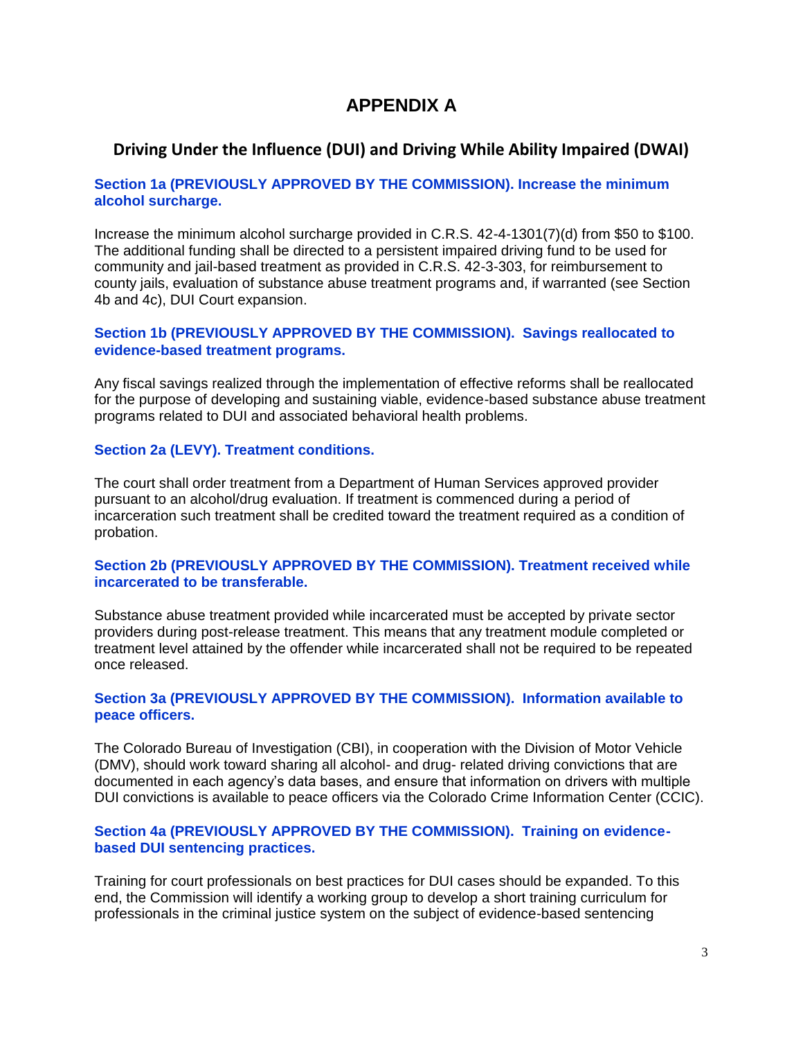# APPENDIX A

## Driving Under the Influence (DUI) and Driving While Ability Impaired (DWAI)

### Section 1a (PREVIOUSLY APPROVED BY THE COMMISSION). Increase the minimum alcohol surcharge.

Increase the minimum alcohol surcharge provided in C.R.S. 42-4-1301(7)(d) from $50 to $100. The additional funding shall be directed to a persistent impaired driving fund to be used for community and jail-based treatment as provided in C.R.S. 42-3-303, for reimbursement to county jails, evaluation of substance abuse treatment programs and, if warranted (see Section 4b and 4c), DUI Court expansion.

### Section 1b (PREVIOUSLY APPROVED BY THE COMMISSION). Savings reallocated to evidence-based treatment programs.

Any fiscal savings realized through the implementation of effective reforms shall be reallocated for the purpose of developing and sustaining viable, evidence-based substance abuse treatment programs related to DUI and associated behavioral health problems.

### Section 2a (LEVY). Treatment conditions.

The court shall order treatment from a Department of Human Services approved provider pursuant to an alcohol/drug evaluation. If treatment is commenced during a period of incarceration such treatment shall be credited toward the treatment required as a condition of probation.

### Section 2b (PREVIOUSLY APPROVED BY THE COMMISSION). Treatment received while incarcerated to be transferable.

Substance abuse treatment provided while incarcerated must be accepted by private sector providers during post-release treatment. This means that any treatment module completed or treatment level attained by the offender while incarcerated shall not be required to be repeated once released.

### Section 3a (PREVIOUSLY APPROVED BY THE COMMISSION). Information available to peace officers.

The Colorado Bureau of Investigation (CBI), in cooperation with the Division of Motor Vehicle (DMV), should work toward sharing all alcohol- and drug- related driving convictions that are documented in each agency's data bases, and ensure that information on drivers with multiple DUI convictions is available to peace officers via the Colorado Crime Information Center (CCIC).

### Section 4a (PREVIOUSLY APPROVED BY THE COMMISSION). Training on evidence-based DUI sentencing practices.

Training for court professionals on best practices for DUI cases should be expanded. To this end, the Commission will identify a working group to develop a short training curriculum for professionals in the criminal justice system on the subject of evidence-based sentencing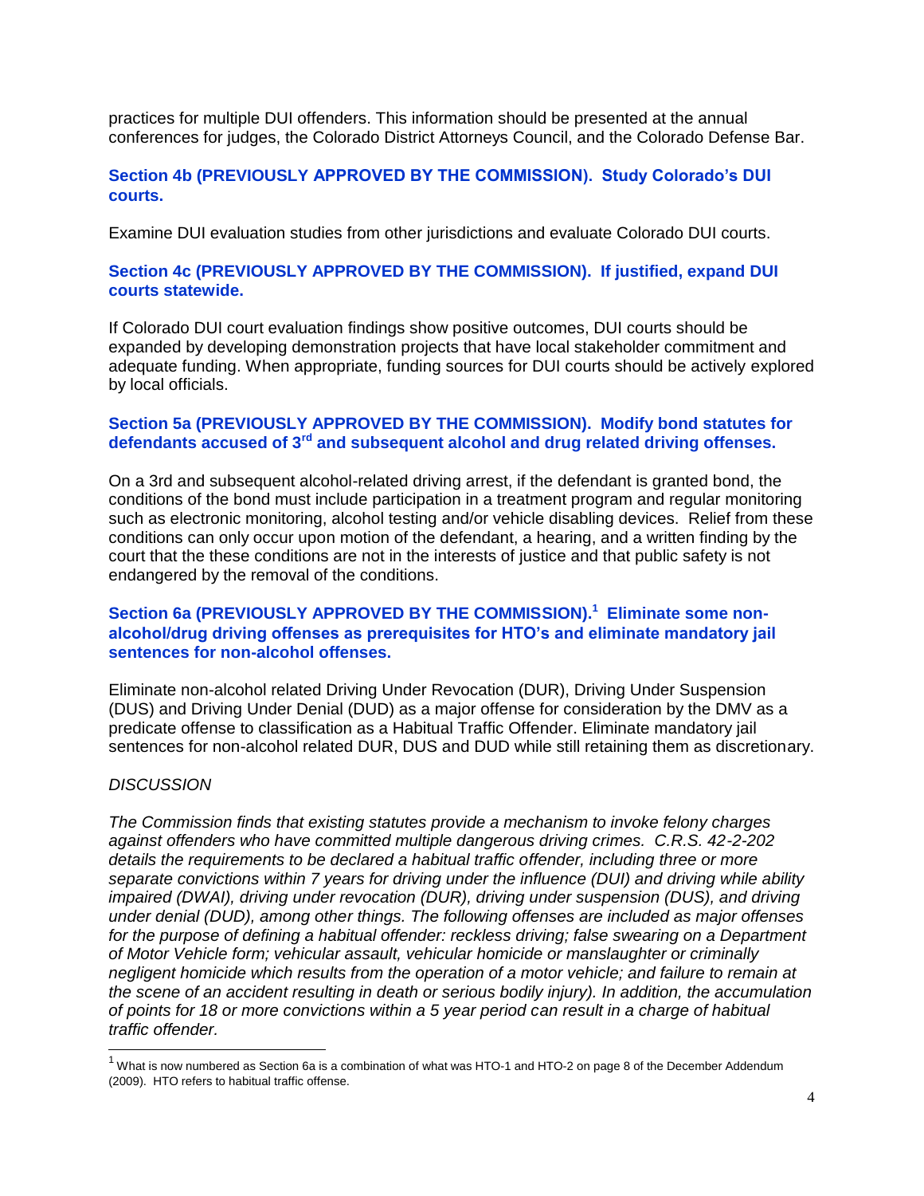practices for multiple DUI offenders. This information should be presented at the annual conferences for judges, the Colorado District Attorneys Council, and the Colorado Defense Bar.

**Section 4b (PREVIOUSLY APPROVED BY THE COMMISSION). Study Colorado's DUI courts.**

Examine DUI evaluation studies from other jurisdictions and evaluate Colorado DUI courts.

**Section 4c (PREVIOUSLY APPROVED BY THE COMMISSION). If justified, expand DUI courts statewide.**

If Colorado DUI court evaluation findings show positive outcomes, DUI courts should be expanded by developing demonstration projects that have local stakeholder commitment and adequate funding. When appropriate, funding sources for DUI courts should be actively explored by local officials.

**Section 5a (PREVIOUSLY APPROVED BY THE COMMISSION). Modify bond statutes for defendants accused of 3rd and subsequent alcohol and drug related driving offenses.**

On a 3rd and subsequent alcohol-related driving arrest, if the defendant is granted bond, the conditions of the bond must include participation in a treatment program and regular monitoring such as electronic monitoring, alcohol testing and/or vehicle disabling devices. Relief from these conditions can only occur upon motion of the defendant, a hearing, and a written finding by the court that the these conditions are not in the interests of justice and that public safety is not endangered by the removal of the conditions.

**Section 6a (PREVIOUSLY APPROVED BY THE COMMISSION).[1] Eliminate some non-alcohol/drug driving offenses as prerequisites for HTO's and eliminate mandatory jail sentences for non-alcohol offenses.**

Eliminate non-alcohol related Driving Under Revocation (DUR), Driving Under Suspension (DUS) and Driving Under Denial (DUD) as a major offense for consideration by the DMV as a predicate offense to classification as a Habitual Traffic Offender. Eliminate mandatory jail sentences for non-alcohol related DUR, DUS and DUD while still retaining them as discretionary.

*DISCUSSION*

*The Commission finds that existing statutes provide a mechanism to invoke felony charges against offenders who have committed multiple dangerous driving crimes. C.R.S. 42-2-202 details the requirements to be declared a habitual traffic offender, including three or more separate convictions within 7 years for driving under the influence (DUI) and driving while ability impaired (DWAI), driving under revocation (DUR), driving under suspension (DUS), and driving under denial (DUD), among other things. The following offenses are included as major offenses for the purpose of defining a habitual offender: reckless driving; false swearing on a Department of Motor Vehicle form; vehicular assault, vehicular homicide or manslaughter or criminally negligent homicide which results from the operation of a motor vehicle; and failure to remain at the scene of an accident resulting in death or serious bodily injury). In addition, the accumulation of points for 18 or more convictions within a 5 year period can result in a charge of habitual traffic offender.*

---

[1] What is now numbered as Section 6a is a combination of what was HTO-1 and HTO-2 on page 8 of the December Addendum (2009). HTO refers to habitual traffic offense.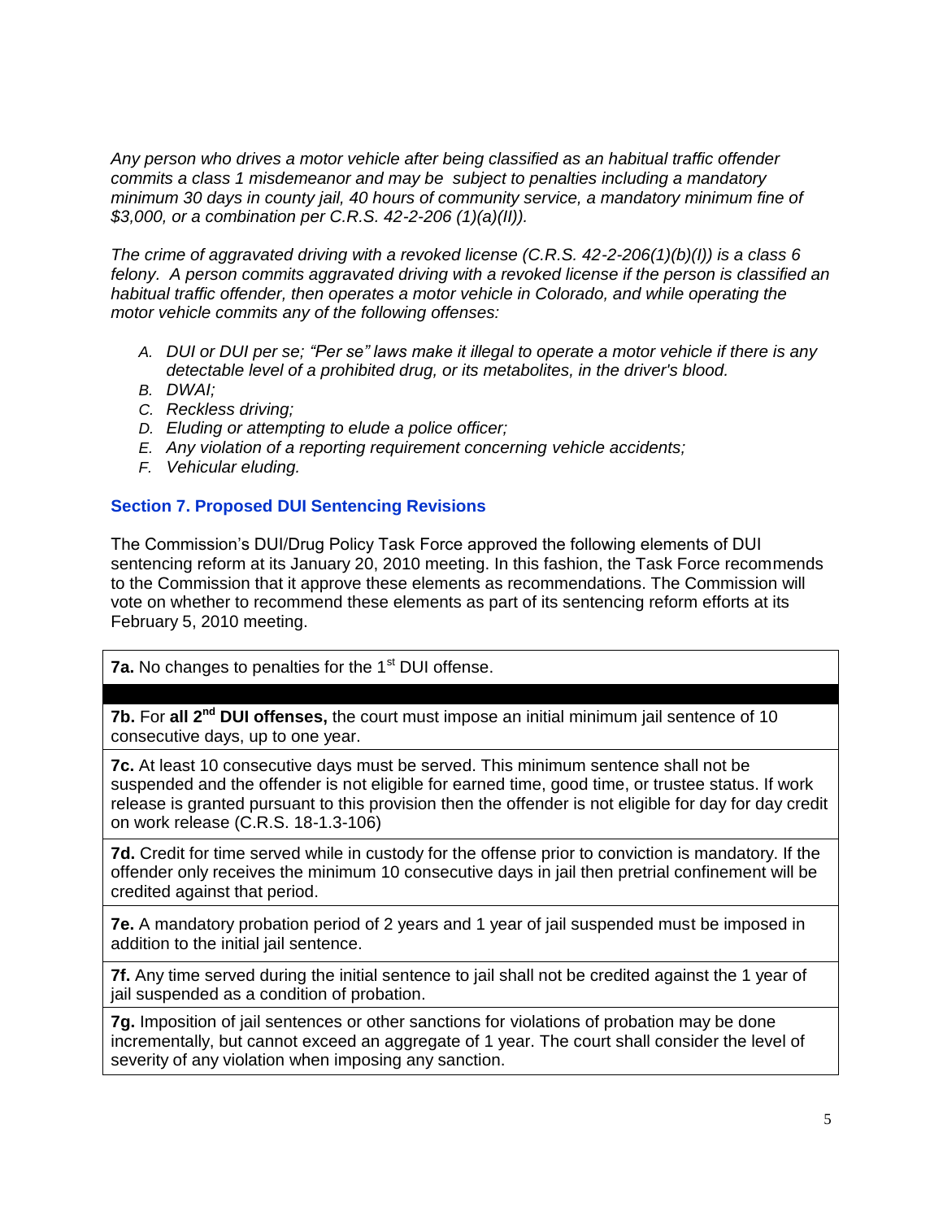*Any person who drives a motor vehicle after being classified as an habitual traffic offender commits a class 1 misdemeanor and may be subject to penalties including a mandatory minimum 30 days in county jail, 40 hours of community service, a mandatory minimum fine of $3,000, or a combination per C.R.S. 42-2-206 (1)(a)(II)).*

*The crime of aggravated driving with a revoked license (C.R.S. 42-2-206(1)(b)(I)) is a class 6 felony. A person commits aggravated driving with a revoked license if the person is classified an habitual traffic offender, then operates a motor vehicle in Colorado, and while operating the motor vehicle commits any of the following offenses:*

- *A. DUI or DUI per se; "Per se" laws make it illegal to operate a motor vehicle if there is any detectable level of a prohibited drug, or its metabolites, in the driver's blood.*
- *B. DWAI;*
- *C. Reckless driving;*
- *D. Eluding or attempting to elude a police officer;*
- *E. Any violation of a reporting requirement concerning vehicle accidents;*
- *F. Vehicular eluding.*

## Section 7. Proposed DUI Sentencing Revisions

The Commission's DUI/Drug Policy Task Force approved the following elements of DUI sentencing reform at its January 20, 2010 meeting. In this fashion, the Task Force recommends to the Commission that it approve these elements as recommendations. The Commission will vote on whether to recommend these elements as part of its sentencing reform efforts at its February 5, 2010 meeting.

| |
|---|
| **7a.** No changes to penalties for the 1st DUI offense. |
| |
| **7b.** For **all 2nd DUI offenses,** the court must impose an initial minimum jail sentence of 10 consecutive days, up to one year. |
| **7c.** At least 10 consecutive days must be served. This minimum sentence shall not be suspended and the offender is not eligible for earned time, good time, or trustee status. If work release is granted pursuant to this provision then the offender is not eligible for day for day credit on work release (C.R.S. 18-1.3-106) |
| **7d.** Credit for time served while in custody for the offense prior to conviction is mandatory. If the offender only receives the minimum 10 consecutive days in jail then pretrial confinement will be credited against that period. |
| **7e.** A mandatory probation period of 2 years and 1 year of jail suspended must be imposed in addition to the initial jail sentence. |
| **7f.** Any time served during the initial sentence to jail shall not be credited against the 1 year of jail suspended as a condition of probation. |
| **7g.** Imposition of jail sentences or other sanctions for violations of probation may be done incrementally, but cannot exceed an aggregate of 1 year. The court shall consider the level of severity of any violation when imposing any sanction. |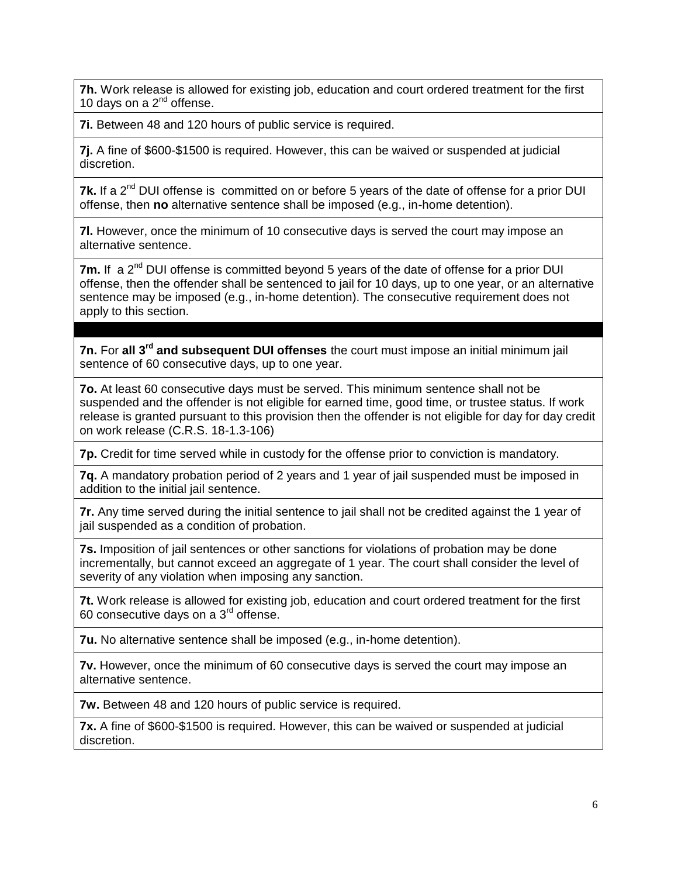**7h.** Work release is allowed for existing job, education and court ordered treatment for the first 10 days on a 2nd offense.

**7i.** Between 48 and 120 hours of public service is required.

**7j.** A fine of $600-$1500 is required. However, this can be waived or suspended at judicial discretion.

**7k.** If a 2nd DUI offense is committed on or before 5 years of the date of offense for a prior DUI offense, then **no** alternative sentence shall be imposed (e.g., in-home detention).

**7l.** However, once the minimum of 10 consecutive days is served the court may impose an alternative sentence.

**7m.** If a 2nd DUI offense is committed beyond 5 years of the date of offense for a prior DUI offense, then the offender shall be sentenced to jail for 10 days, up to one year, or an alternative sentence may be imposed (e.g., in-home detention). The consecutive requirement does not apply to this section.

---

**7n.** For **all 3rd and subsequent DUI offenses** the court must impose an initial minimum jail sentence of 60 consecutive days, up to one year.

**7o.** At least 60 consecutive days must be served. This minimum sentence shall not be suspended and the offender is not eligible for earned time, good time, or trustee status. If work release is granted pursuant to this provision then the offender is not eligible for day for day credit on work release (C.R.S. 18-1.3-106)

**7p.** Credit for time served while in custody for the offense prior to conviction is mandatory.

**7q.** A mandatory probation period of 2 years and 1 year of jail suspended must be imposed in addition to the initial jail sentence.

**7r.** Any time served during the initial sentence to jail shall not be credited against the 1 year of jail suspended as a condition of probation.

**7s.** Imposition of jail sentences or other sanctions for violations of probation may be done incrementally, but cannot exceed an aggregate of 1 year. The court shall consider the level of severity of any violation when imposing any sanction.

**7t.** Work release is allowed for existing job, education and court ordered treatment for the first 60 consecutive days on a 3rd offense.

**7u.** No alternative sentence shall be imposed (e.g., in-home detention).

**7v.** However, once the minimum of 60 consecutive days is served the court may impose an alternative sentence.

**7w.** Between 48 and 120 hours of public service is required.

**7x.** A fine of $600-$1500 is required. However, this can be waived or suspended at judicial discretion.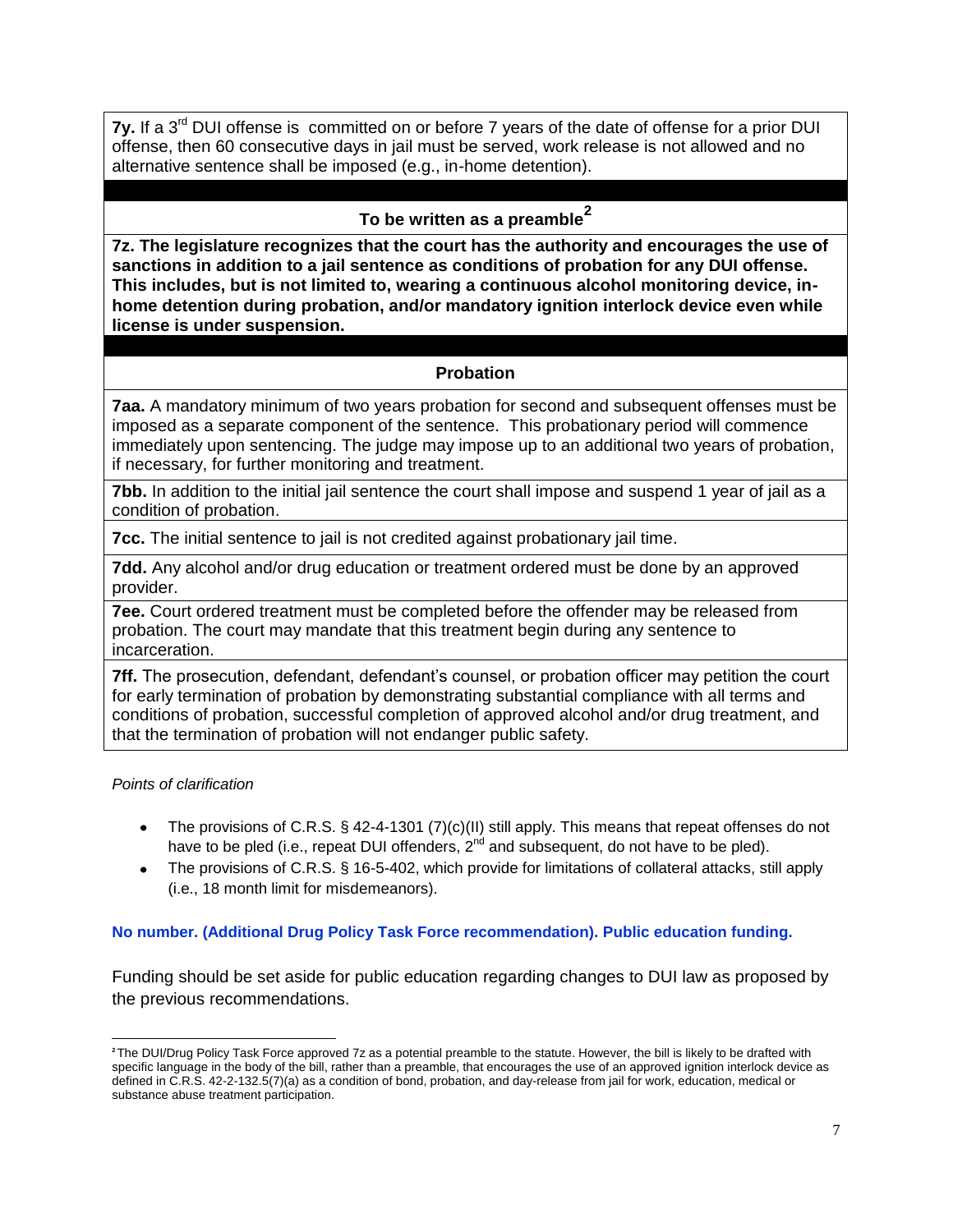| |
|---|
| **7y.** If a 3rd DUI offense is committed on or before 7 years of the date of offense for a prior DUI offense, then 60 consecutive days in jail must be served, work release is not allowed and no alternative sentence shall be imposed (e.g., in-home detention). |
| |
| **To be written as a preamble[2]** |
| **7z. The legislature recognizes that the court has the authority and encourages the use of sanctions in addition to a jail sentence as conditions of probation for any DUI offense. This includes, but is not limited to, wearing a continuous alcohol monitoring device, in-home detention during probation, and/or mandatory ignition interlock device even while license is under suspension.** |
| |
| **Probation** |
| **7aa.** A mandatory minimum of two years probation for second and subsequent offenses must be imposed as a separate component of the sentence. This probationary period will commence immediately upon sentencing. The judge may impose up to an additional two years of probation, if necessary, for further monitoring and treatment. |
| **7bb.** In addition to the initial jail sentence the court shall impose and suspend 1 year of jail as a condition of probation. |
| **7cc.** The initial sentence to jail is not credited against probationary jail time. |
| **7dd.** Any alcohol and/or drug education or treatment ordered must be done by an approved provider. |
| **7ee.** Court ordered treatment must be completed before the offender may be released from probation. The court may mandate that this treatment begin during any sentence to incarceration. |
| **7ff.** The prosecution, defendant, defendant's counsel, or probation officer may petition the court for early termination of probation by demonstrating substantial compliance with all terms and conditions of probation, successful completion of approved alcohol and/or drug treatment, and that the termination of probation will not endanger public safety. |

*Points of clarification*

- The provisions of C.R.S. § 42-4-1301 (7)(c)(II) still apply. This means that repeat offenses do not have to be pled (i.e., repeat DUI offenders, 2nd and subsequent, do not have to be pled).
- The provisions of C.R.S. § 16-5-402, which provide for limitations of collateral attacks, still apply (i.e., 18 month limit for misdemeanors).

**No number. (Additional Drug Policy Task Force recommendation). Public education funding.**

Funding should be set aside for public education regarding changes to DUI law as proposed by the previous recommendations.

[2] The DUI/Drug Policy Task Force approved 7z as a potential preamble to the statute. However, the bill is likely to be drafted with specific language in the body of the bill, rather than a preamble, that encourages the use of an approved ignition interlock device as defined in C.R.S. 42-2-132.5(7)(a) as a condition of bond, probation, and day-release from jail for work, education, medical or substance abuse treatment participation.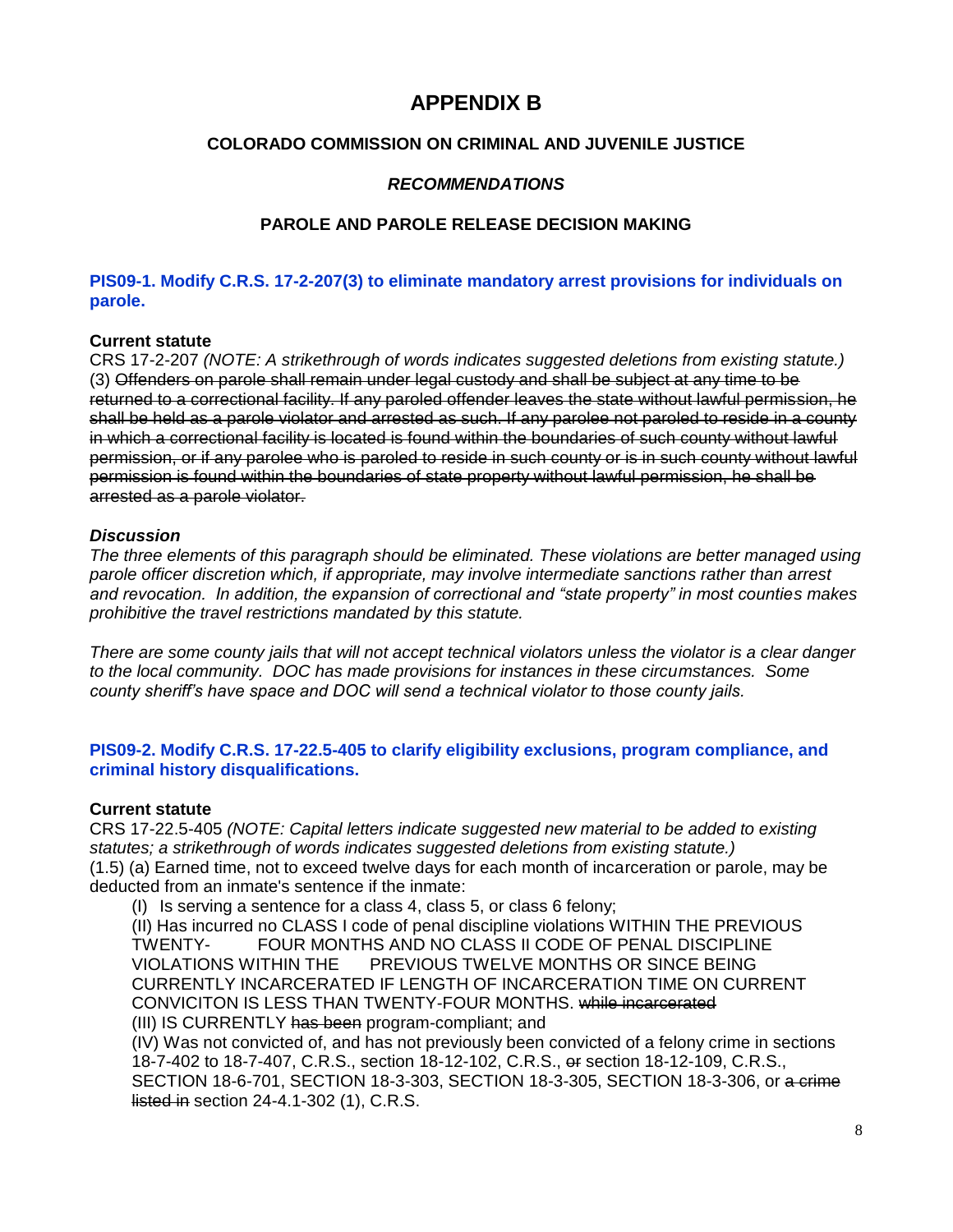# APPENDIX B

### COLORADO COMMISSION ON CRIMINAL AND JUVENILE JUSTICE

### *RECOMMENDATIONS*

### PAROLE AND PAROLE RELEASE DECISION MAKING

**PIS09-1. Modify C.R.S. 17-2-207(3) to eliminate mandatory arrest provisions for individuals on parole.**

**Current statute**

CRS 17-2-207 *(NOTE: A strikethrough of words indicates suggested deletions from existing statute.)*
(3) ~~Offenders on parole shall remain under legal custody and shall be subject at any time to be returned to a correctional facility. If any paroled offender leaves the state without lawful permission, he shall be held as a parole violator and arrested as such. If any parolee not paroled to reside in a county in which a correctional facility is located is found within the boundaries of such county without lawful permission, or if any parolee who is paroled to reside in such county or is in such county without lawful permission is found within the boundaries of state property without lawful permission, he shall be arrested as a parole violator.~~

***Discussion***

*The three elements of this paragraph should be eliminated. These violations are better managed using parole officer discretion which, if appropriate, may involve intermediate sanctions rather than arrest and revocation. In addition, the expansion of correctional and "state property" in most counties makes prohibitive the travel restrictions mandated by this statute.*

*There are some county jails that will not accept technical violators unless the violator is a clear danger to the local community. DOC has made provisions for instances in these circumstances. Some county sheriff's have space and DOC will send a technical violator to those county jails.*

**PIS09-2. Modify C.R.S. 17-22.5-405 to clarify eligibility exclusions, program compliance, and criminal history disqualifications.**

**Current statute**

CRS 17-22.5-405 *(NOTE: Capital letters indicate suggested new material to be added to existing statutes; a strikethrough of words indicates suggested deletions from existing statute.)*
(1.5) (a) Earned time, not to exceed twelve days for each month of incarceration or parole, may be deducted from an inmate's sentence if the inmate:

(I) Is serving a sentence for a class 4, class 5, or class 6 felony;
(II) Has incurred no CLASS I code of penal discipline violations WITHIN THE PREVIOUS TWENTY- FOUR MONTHS AND NO CLASS II CODE OF PENAL DISCIPLINE VIOLATIONS WITHIN THE PREVIOUS TWELVE MONTHS OR SINCE BEING CURRENTLY INCARCERATED IF LENGTH OF INCARCERATION TIME ON CURRENT CONVICITON IS LESS THAN TWENTY-FOUR MONTHS. ~~while incarcerated~~
(III) IS CURRENTLY ~~has been~~ program-compliant; and
(IV) Was not convicted of, and has not previously been convicted of a felony crime in sections 18-7-402 to 18-7-407, C.R.S., section 18-12-102, C.R.S., ~~or~~ section 18-12-109, C.R.S., SECTION 18-6-701, SECTION 18-3-303, SECTION 18-3-305, SECTION 18-3-306, or ~~a crime listed in~~ section 24-4.1-302 (1), C.R.S.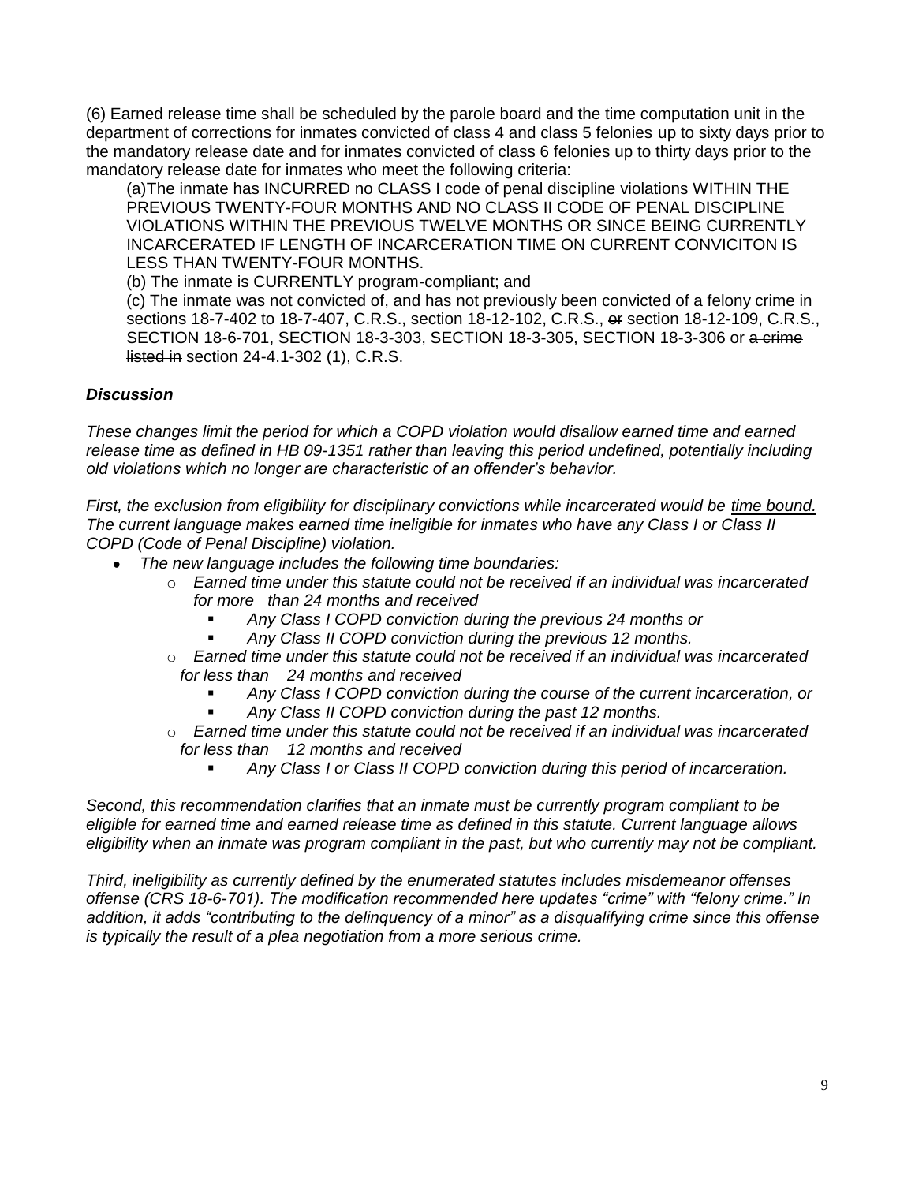(6) Earned release time shall be scheduled by the parole board and the time computation unit in the department of corrections for inmates convicted of class 4 and class 5 felonies up to sixty days prior to the mandatory release date and for inmates convicted of class 6 felonies up to thirty days prior to the mandatory release date for inmates who meet the following criteria:

(a)The inmate has INCURRED no CLASS I code of penal discipline violations WITHIN THE PREVIOUS TWENTY-FOUR MONTHS AND NO CLASS II CODE OF PENAL DISCIPLINE VIOLATIONS WITHIN THE PREVIOUS TWELVE MONTHS OR SINCE BEING CURRENTLY INCARCERATED IF LENGTH OF INCARCERATION TIME ON CURRENT CONVICITON IS LESS THAN TWENTY-FOUR MONTHS.

(b) The inmate is CURRENTLY program-compliant; and

(c) The inmate was not convicted of, and has not previously been convicted of a felony crime in sections 18-7-402 to 18-7-407, C.R.S., section 18-12-102, C.R.S., ~~or~~ section 18-12-109, C.R.S., SECTION 18-6-701, SECTION 18-3-303, SECTION 18-3-305, SECTION 18-3-306 or ~~a crime listed in~~ section 24-4.1-302 (1), C.R.S.

### *Discussion*

*These changes limit the period for which a COPD violation would disallow earned time and earned release time as defined in HB 09-1351 rather than leaving this period undefined, potentially including old violations which no longer are characteristic of an offender's behavior.*

*First, the exclusion from eligibility for disciplinary convictions while incarcerated would be time bound. The current language makes earned time ineligible for inmates who have any Class I or Class II COPD (Code of Penal Discipline) violation.*

- *The new language includes the following time boundaries:*
  - *Earned time under this statute could not be received if an individual was incarcerated for more than 24 months and received*
    - *Any Class I COPD conviction during the previous 24 months or*
    - *Any Class II COPD conviction during the previous 12 months.*
  - *Earned time under this statute could not be received if an individual was incarcerated for less than 24 months and received*
    - *Any Class I COPD conviction during the course of the current incarceration, or*
    - *Any Class II COPD conviction during the past 12 months.*
  - *Earned time under this statute could not be received if an individual was incarcerated for less than 12 months and received*
    - *Any Class I or Class II COPD conviction during this period of incarceration.*

*Second, this recommendation clarifies that an inmate must be currently program compliant to be eligible for earned time and earned release time as defined in this statute. Current language allows eligibility when an inmate was program compliant in the past, but who currently may not be compliant.*

*Third, ineligibility as currently defined by the enumerated statutes includes misdemeanor offenses offense (CRS 18-6-701). The modification recommended here updates "crime" with "felony crime." In addition, it adds "contributing to the delinquency of a minor" as a disqualifying crime since this offense is typically the result of a plea negotiation from a more serious crime.*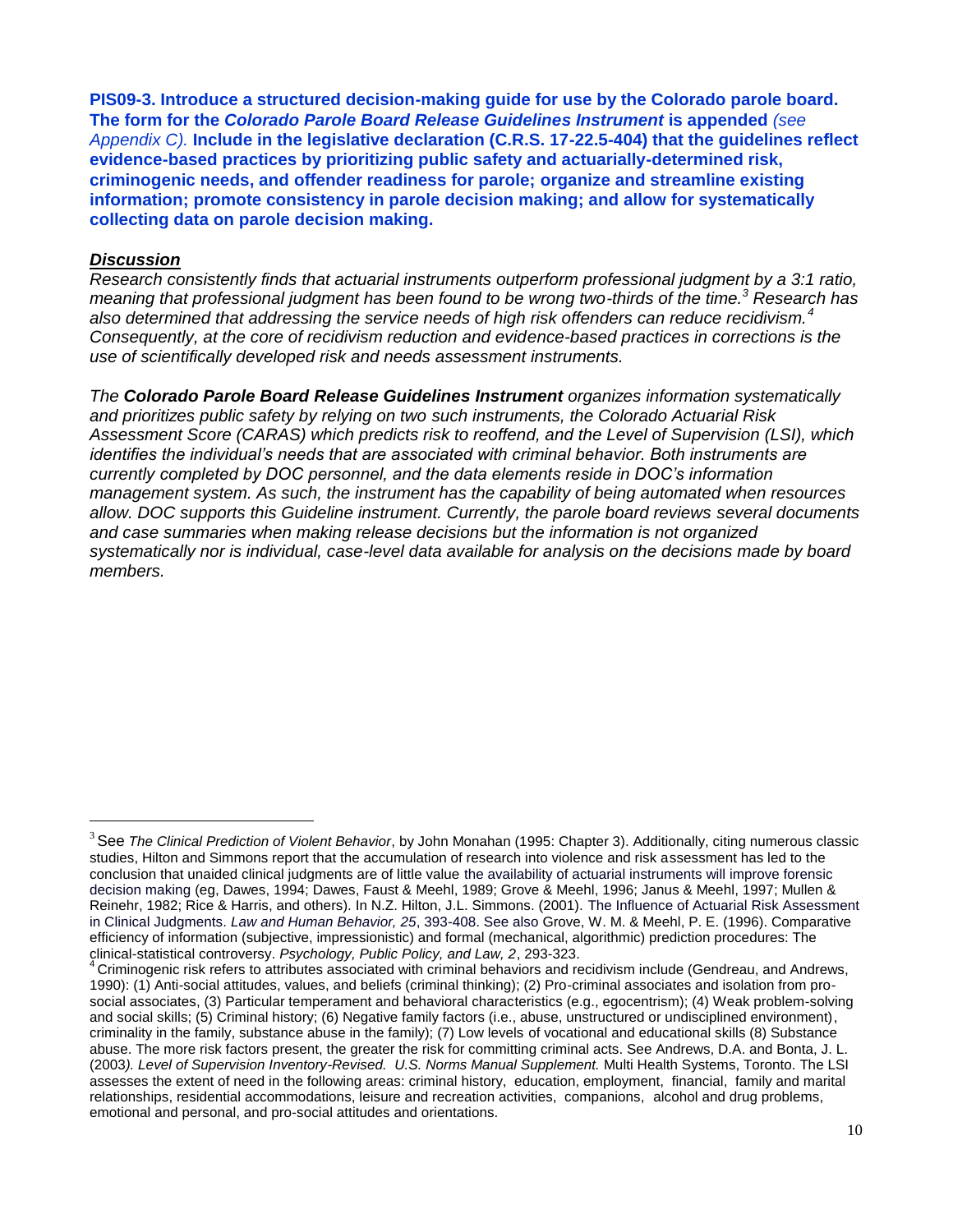**PIS09-3. Introduce a structured decision-making guide for use by the Colorado parole board. The form for the *Colorado Parole Board Release Guidelines Instrument* is appended** *(see Appendix C).* **Include in the legislative declaration (C.R.S. 17-22.5-404) that the guidelines reflect evidence-based practices by prioritizing public safety and actuarially-determined risk, criminogenic needs, and offender readiness for parole; organize and streamline existing information; promote consistency in parole decision making; and allow for systematically collecting data on parole decision making.**

***Discussion***

*Research consistently finds that actuarial instruments outperform professional judgment by a 3:1 ratio, meaning that professional judgment has been found to be wrong two-thirds of the time.[3] Research has also determined that addressing the service needs of high risk offenders can reduce recidivism.[4] Consequently, at the core of recidivism reduction and evidence-based practices in corrections is the use of scientifically developed risk and needs assessment instruments.*

*The **Colorado Parole Board Release Guidelines Instrument** organizes information systematically and prioritizes public safety by relying on two such instruments, the Colorado Actuarial Risk Assessment Score (CARAS) which predicts risk to reoffend, and the Level of Supervision (LSI), which identifies the individual's needs that are associated with criminal behavior. Both instruments are currently completed by DOC personnel, and the data elements reside in DOC's information management system. As such, the instrument has the capability of being automated when resources allow. DOC supports this Guideline instrument. Currently, the parole board reviews several documents and case summaries when making release decisions but the information is not organized systematically nor is individual, case-level data available for analysis on the decisions made by board members.*

---

[3] See *The Clinical Prediction of Violent Behavior*, by John Monahan (1995: Chapter 3). Additionally, citing numerous classic studies, Hilton and Simmons report that the accumulation of research into violence and risk assessment has led to the conclusion that unaided clinical judgments are of little value the availability of actuarial instruments will improve forensic decision making (eg, Dawes, 1994; Dawes, Faust & Meehl, 1989; Grove & Meehl, 1996; Janus & Meehl, 1997; Mullen & Reinehr, 1982; Rice & Harris, and others). In N.Z. Hilton, J.L. Simmons. (2001). The Influence of Actuarial Risk Assessment in Clinical Judgments. *Law and Human Behavior, 25*, 393-408. See also Grove, W. M. & Meehl, P. E. (1996). Comparative efficiency of information (subjective, impressionistic) and formal (mechanical, algorithmic) prediction procedures: The clinical-statistical controversy. *Psychology, Public Policy, and Law, 2*, 293-323.

[4] Criminogenic risk refers to attributes associated with criminal behaviors and recidivism include (Gendreau, and Andrews, 1990): (1) Anti-social attitudes, values, and beliefs (criminal thinking); (2) Pro-criminal associates and isolation from pro-social associates, (3) Particular temperament and behavioral characteristics (e.g., egocentrism); (4) Weak problem-solving and social skills; (5) Criminal history; (6) Negative family factors (i.e., abuse, unstructured or undisciplined environment), criminality in the family, substance abuse in the family); (7) Low levels of vocational and educational skills (8) Substance abuse. The more risk factors present, the greater the risk for committing criminal acts. See Andrews, D.A. and Bonta, J. L. (2003*). Level of Supervision Inventory-Revised. U.S. Norms Manual Supplement.* Multi Health Systems, Toronto. The LSI assesses the extent of need in the following areas: criminal history, education, employment, financial, family and marital relationships, residential accommodations, leisure and recreation activities, companions, alcohol and drug problems, emotional and personal, and pro-social attitudes and orientations.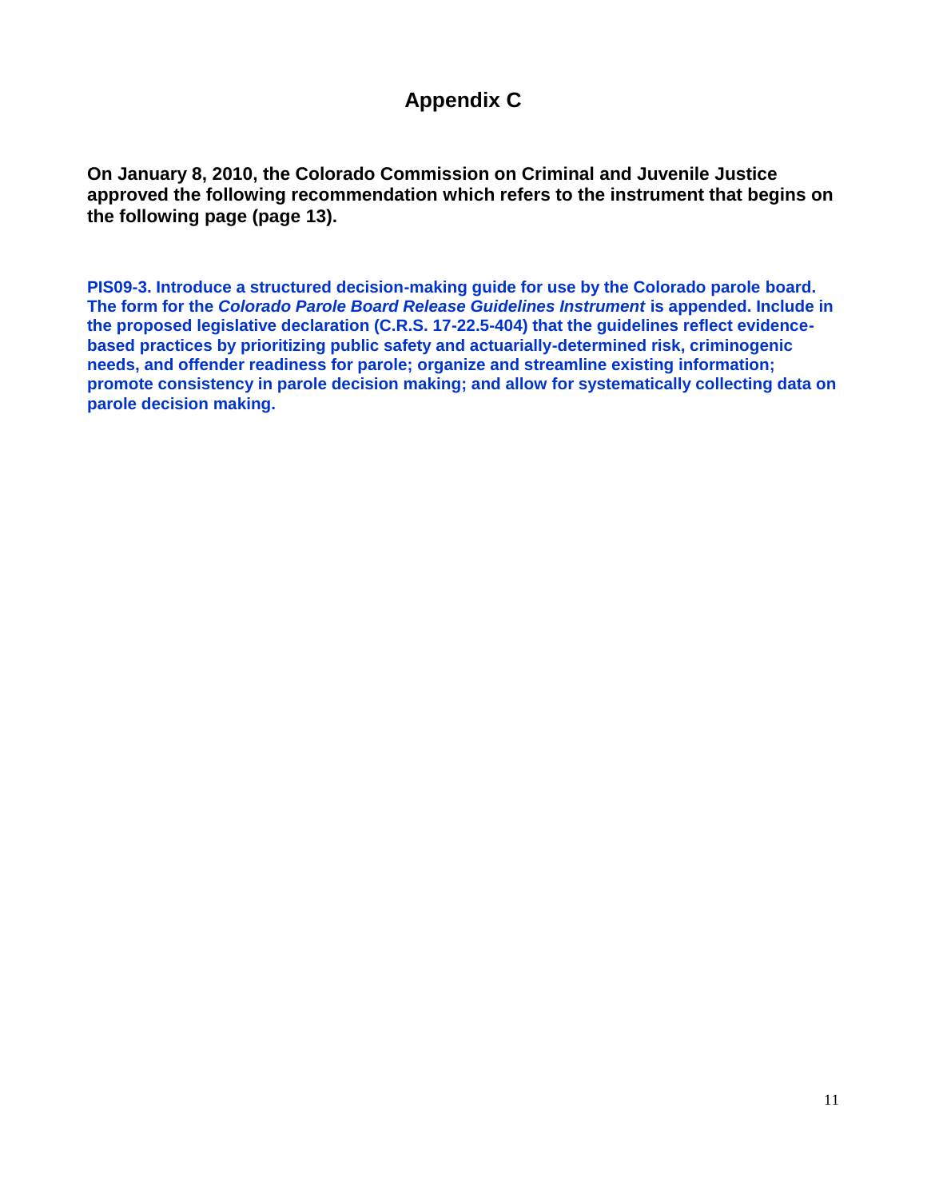# Appendix C

**On January 8, 2010, the Colorado Commission on Criminal and Juvenile Justice approved the following recommendation which refers to the instrument that begins on the following page (page 13).**

**PIS09-3. Introduce a structured decision-making guide for use by the Colorado parole board. The form for the *Colorado Parole Board Release Guidelines Instrument* is appended. Include in the proposed legislative declaration (C.R.S. 17-22.5-404) that the guidelines reflect evidence-based practices by prioritizing public safety and actuarially-determined risk, criminogenic needs, and offender readiness for parole; organize and streamline existing information; promote consistency in parole decision making; and allow for systematically collecting data on parole decision making.**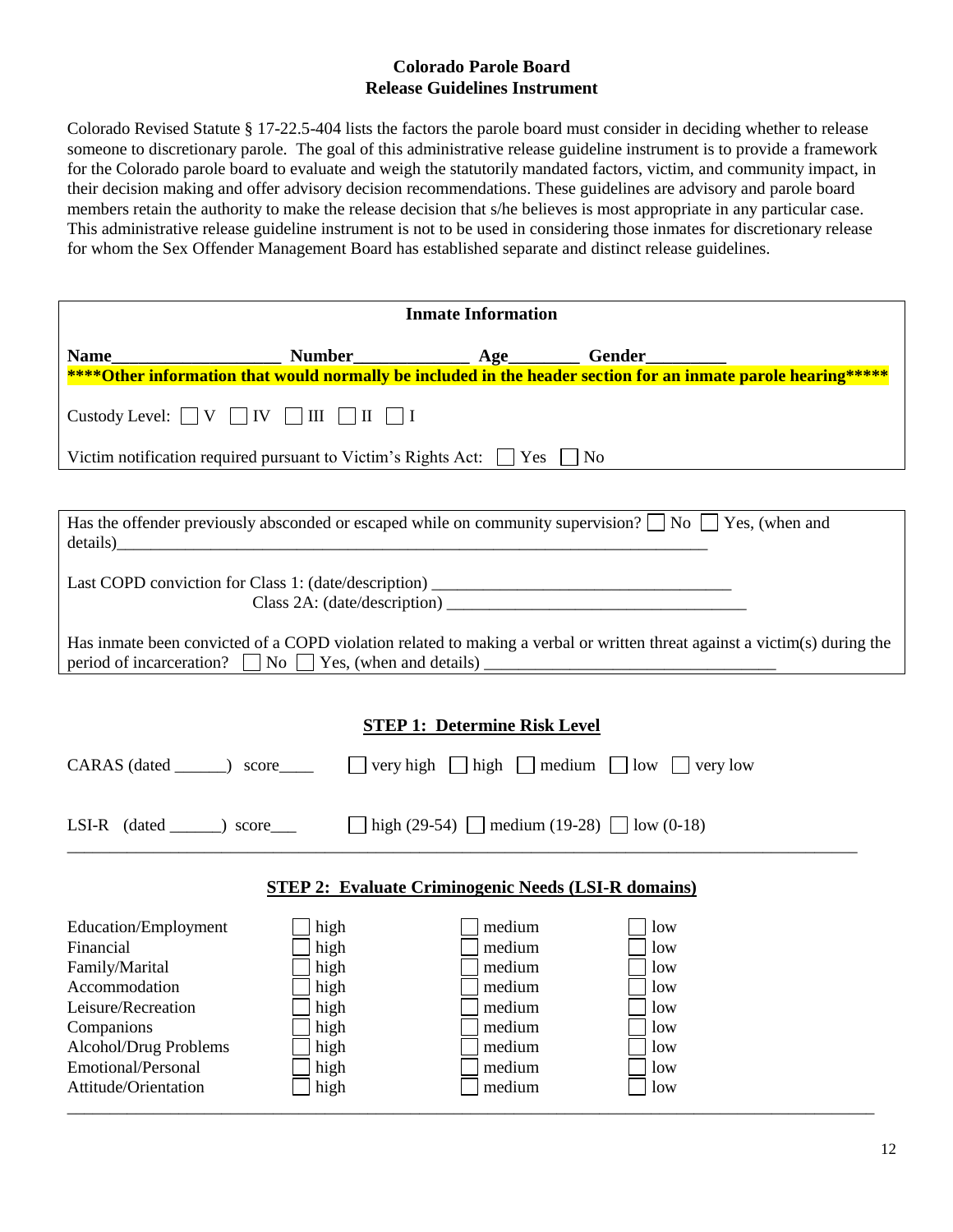## Colorado Parole Board
## Release Guidelines Instrument

Colorado Revised Statute § 17-22.5-404 lists the factors the parole board must consider in deciding whether to release someone to discretionary parole. The goal of this administrative release guideline instrument is to provide a framework for the Colorado parole board to evaluate and weigh the statutorily mandated factors, victim, and community impact, in their decision making and offer advisory decision recommendations. These guidelines are advisory and parole board members retain the authority to make the release decision that s/he believes is most appropriate in any particular case. This administrative release guideline instrument is not to be used in considering those inmates for discretionary release for whom the Sex Offender Management Board has established separate and distinct release guidelines.

### Inmate Information

**Name**__________________ **Number**____________ **Age**_______ **Gender**________

**\*\*\*\*Other information that would normally be included in the header section for an inmate parole hearing\*\*\*\*\***

Custody Level: ☐ V ☐ IV ☐ III ☐ II ☐ I

Victim notification required pursuant to Victim's Rights Act: ☐ Yes ☐ No

---

Has the offender previously absconded or escaped while on community supervision? ☐ No ☐ Yes, (when and details)_________________________________________________________________

Last COPD conviction for Class 1: (date/description) ___________________________________
Class 2A: (date/description) ___________________________________

Has inmate been convicted of a COPD violation related to making a verbal or written threat against a victim(s) during the period of incarceration? ☐ No ☐ Yes, (when and details) _________________________________

### STEP 1: Determine Risk Level

CARAS (dated ______) score____ ☐ very high ☐ high ☐ medium ☐ low ☐ very low

LSI-R (dated ______) score___ ☐ high (29-54) ☐ medium (19-28) ☐ low (0-18)

### STEP 2: Evaluate Criminogenic Needs (LSI-R domains)

| Domain | | | |
|---|---|---|---|
| Education/Employment | ☐ high | ☐ medium | ☐ low |
| Financial | ☐ high | ☐ medium | ☐ low |
| Family/Marital | ☐ high | ☐ medium | ☐ low |
| Accommodation | ☐ high | ☐ medium | ☐ low |
| Leisure/Recreation | ☐ high | ☐ medium | ☐ low |
| Companions | ☐ high | ☐ medium | ☐ low |
| Alcohol/Drug Problems | ☐ high | ☐ medium | ☐ low |
| Emotional/Personal | ☐ high | ☐ medium | ☐ low |
| Attitude/Orientation | ☐ high | ☐ medium | ☐ low |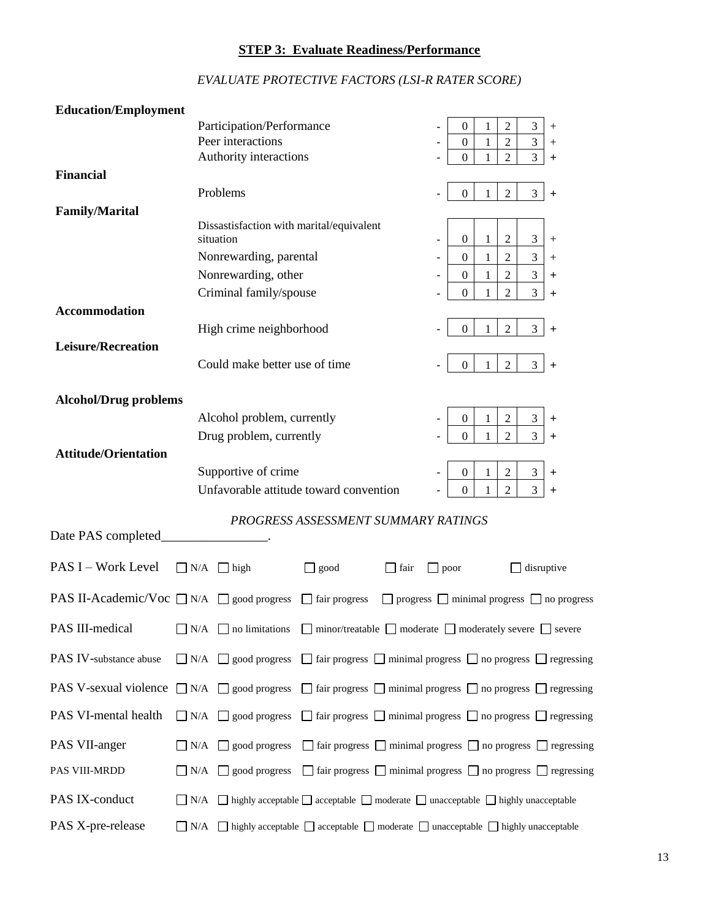## STEP 3: Evaluate Readiness/Performance

*EVALUATE PROTECTIVE FACTORS (LSI-R RATER SCORE)*

| Domain | Item | | | | | | |
|---|---|---|---|---|---|---|---|
| **Education/Employment** | Participation/Performance | - | 0 | 1 | 2 | 3 | + |
| | Peer interactions | - | 0 | 1 | 2 | 3 | + |
| | Authority interactions | - | 0 | 1 | 2 | 3 | + |
| **Financial** | Problems | - | 0 | 1 | 2 | 3 | + |
| **Family/Marital** | Dissatisfaction with marital/equivalent situation | - | 0 | 1 | 2 | 3 | + |
| | Nonrewarding, parental | - | 0 | 1 | 2 | 3 | + |
| | Nonrewarding, other | - | 0 | 1 | 2 | 3 | + |
| | Criminal family/spouse | - | 0 | 1 | 2 | 3 | + |
| **Accommodation** | High crime neighborhood | - | 0 | 1 | 2 | 3 | + |
| **Leisure/Recreation** | Could make better use of time | - | 0 | 1 | 2 | 3 | + |
| **Alcohol/Drug problems** | Alcohol problem, currently | - | 0 | 1 | 2 | 3 | + |
| | Drug problem, currently | - | 0 | 1 | 2 | 3 | + |
| **Attitude/Orientation** | Supportive of crime | - | 0 | 1 | 2 | 3 | + |
| | Unfavorable attitude toward convention | - | 0 | 1 | 2 | 3 | + |

*PROGRESS ASSESSMENT SUMMARY RATINGS*

Date PAS completed________________.

PAS I – Work Level ☐ N/A ☐ high ☐ good ☐ fair ☐ poor ☐ disruptive

PAS II-Academic/Voc ☐ N/A ☐ good progress ☐ fair progress ☐ progress ☐ minimal progress ☐ no progress

PAS III-medical ☐ N/A ☐ no limitations ☐ minor/treatable ☐ moderate ☐ moderately severe ☐ severe

PAS IV-substance abuse ☐ N/A ☐ good progress ☐ fair progress ☐ minimal progress ☐ no progress ☐ regressing

PAS V-sexual violence ☐ N/A ☐ good progress ☐ fair progress ☐ minimal progress ☐ no progress ☐ regressing

PAS VI-mental health ☐ N/A ☐ good progress ☐ fair progress ☐ minimal progress ☐ no progress ☐ regressing

PAS VII-anger ☐ N/A ☐ good progress ☐ fair progress ☐ minimal progress ☐ no progress ☐ regressing

PAS VIII-MRDD ☐ N/A ☐ good progress ☐ fair progress ☐ minimal progress ☐ no progress ☐ regressing

PAS IX-conduct ☐ N/A ☐ highly acceptable ☐ acceptable ☐ moderate ☐ unacceptable ☐ highly unacceptable

PAS X-pre-release ☐ N/A ☐ highly acceptable ☐ acceptable ☐ moderate ☐ unacceptable ☐ highly unacceptable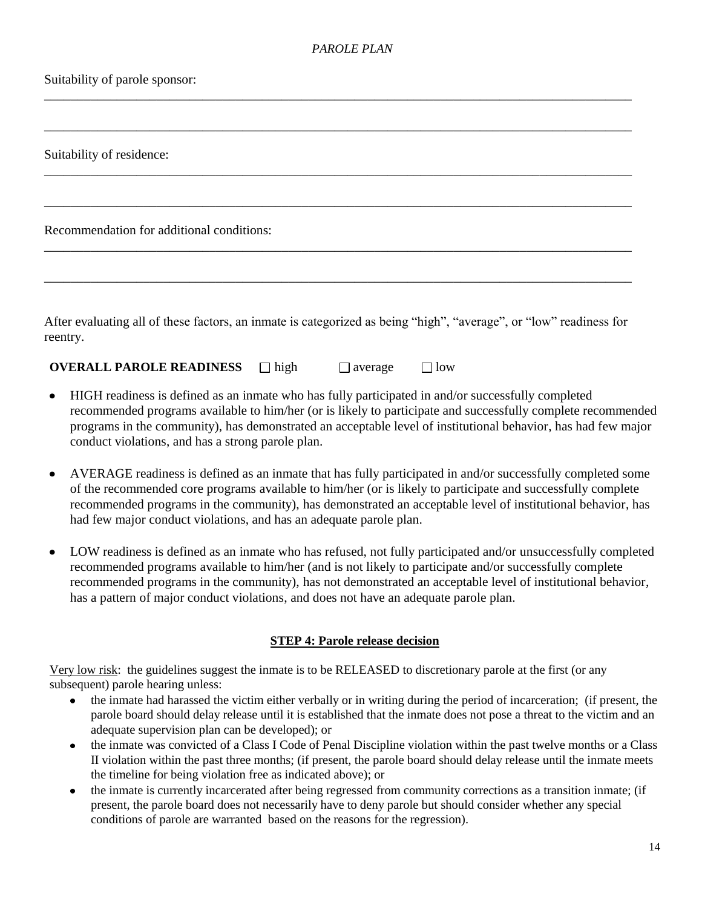*PAROLE PLAN*

Suitability of parole sponsor:

\_\_\_\_\_\_\_\_\_\_\_\_\_\_\_\_\_\_\_\_\_\_\_\_\_\_\_\_\_\_\_\_\_\_\_\_\_\_\_\_\_\_\_\_\_\_\_\_\_\_\_\_\_\_\_\_\_\_\_\_\_\_\_\_\_\_\_\_\_\_\_\_\_\_\_\_\_\_

\_\_\_\_\_\_\_\_\_\_\_\_\_\_\_\_\_\_\_\_\_\_\_\_\_\_\_\_\_\_\_\_\_\_\_\_\_\_\_\_\_\_\_\_\_\_\_\_\_\_\_\_\_\_\_\_\_\_\_\_\_\_\_\_\_\_\_\_\_\_\_\_\_\_\_\_\_\_

Suitability of residence:

\_\_\_\_\_\_\_\_\_\_\_\_\_\_\_\_\_\_\_\_\_\_\_\_\_\_\_\_\_\_\_\_\_\_\_\_\_\_\_\_\_\_\_\_\_\_\_\_\_\_\_\_\_\_\_\_\_\_\_\_\_\_\_\_\_\_\_\_\_\_\_\_\_\_\_\_\_\_

\_\_\_\_\_\_\_\_\_\_\_\_\_\_\_\_\_\_\_\_\_\_\_\_\_\_\_\_\_\_\_\_\_\_\_\_\_\_\_\_\_\_\_\_\_\_\_\_\_\_\_\_\_\_\_\_\_\_\_\_\_\_\_\_\_\_\_\_\_\_\_\_\_\_\_\_\_\_

Recommendation for additional conditions:

\_\_\_\_\_\_\_\_\_\_\_\_\_\_\_\_\_\_\_\_\_\_\_\_\_\_\_\_\_\_\_\_\_\_\_\_\_\_\_\_\_\_\_\_\_\_\_\_\_\_\_\_\_\_\_\_\_\_\_\_\_\_\_\_\_\_\_\_\_\_\_\_\_\_\_\_\_\_

\_\_\_\_\_\_\_\_\_\_\_\_\_\_\_\_\_\_\_\_\_\_\_\_\_\_\_\_\_\_\_\_\_\_\_\_\_\_\_\_\_\_\_\_\_\_\_\_\_\_\_\_\_\_\_\_\_\_\_\_\_\_\_\_\_\_\_\_\_\_\_\_\_\_\_\_\_\_

After evaluating all of these factors, an inmate is categorized as being "high", "average", or "low" readiness for reentry.

**OVERALL PAROLE READINESS** ☐ high ☐ average ☐ low

- HIGH readiness is defined as an inmate who has fully participated in and/or successfully completed recommended programs available to him/her (or is likely to participate and successfully complete recommended programs in the community), has demonstrated an acceptable level of institutional behavior, has had few major conduct violations, and has a strong parole plan.
- AVERAGE readiness is defined as an inmate that has fully participated in and/or successfully completed some of the recommended core programs available to him/her (or is likely to participate and successfully complete recommended programs in the community), has demonstrated an acceptable level of institutional behavior, has had few major conduct violations, and has an adequate parole plan.
- LOW readiness is defined as an inmate who has refused, not fully participated and/or unsuccessfully completed recommended programs available to him/her (and is not likely to participate and/or successfully complete recommended programs in the community), has not demonstrated an acceptable level of institutional behavior, has a pattern of major conduct violations, and does not have an adequate parole plan.

## STEP 4: Parole release decision

Very low risk: the guidelines suggest the inmate is to be RELEASED to discretionary parole at the first (or any subsequent) parole hearing unless:

- the inmate had harassed the victim either verbally or in writing during the period of incarceration; (if present, the parole board should delay release until it is established that the inmate does not pose a threat to the victim and an adequate supervision plan can be developed); or
- the inmate was convicted of a Class I Code of Penal Discipline violation within the past twelve months or a Class II violation within the past three months; (if present, the parole board should delay release until the inmate meets the timeline for being violation free as indicated above); or
- the inmate is currently incarcerated after being regressed from community corrections as a transition inmate; (if present, the parole board does not necessarily have to deny parole but should consider whether any special conditions of parole are warranted based on the reasons for the regression).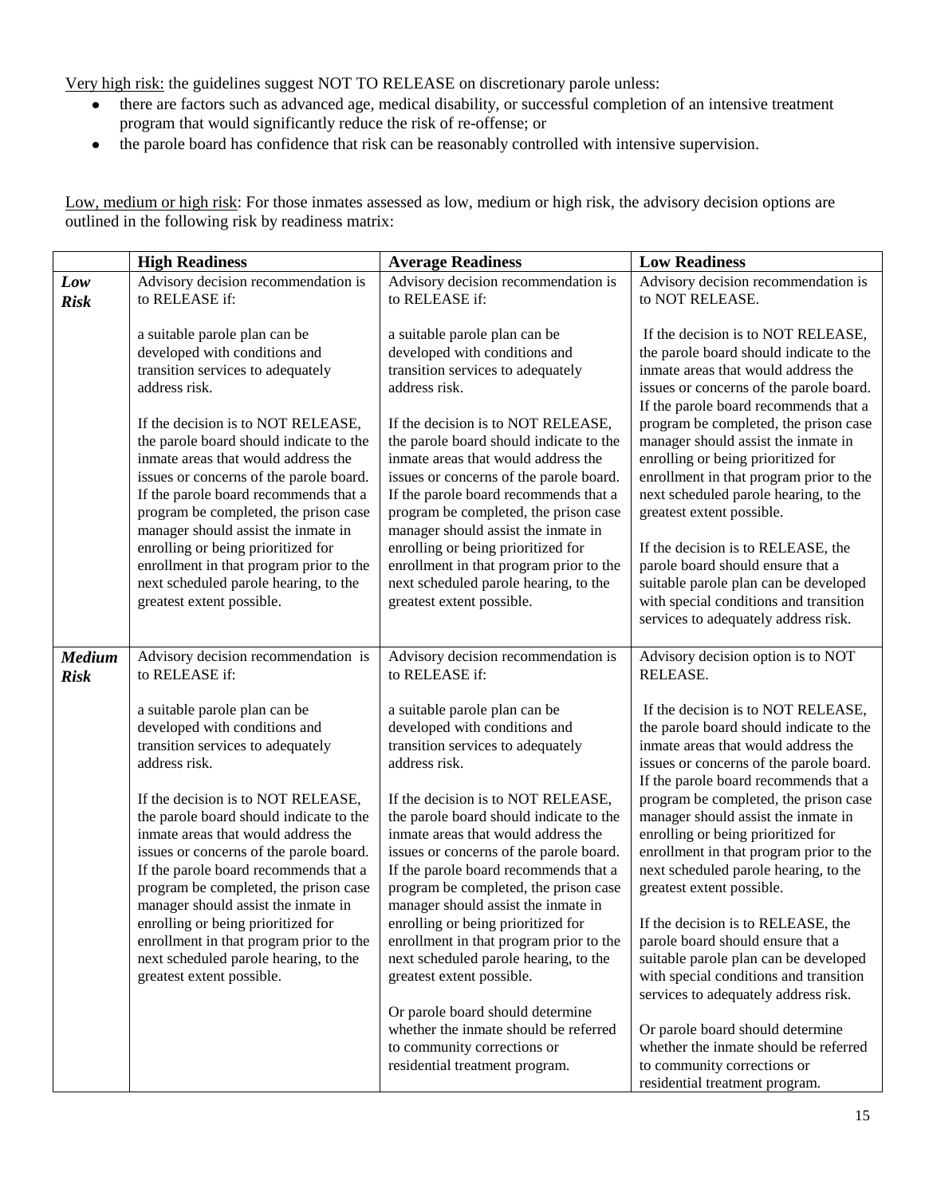<u>Very high risk:</u> the guidelines suggest NOT TO RELEASE on discretionary parole unless:

- there are factors such as advanced age, medical disability, or successful completion of an intensive treatment program that would significantly reduce the risk of re-offense; or
- the parole board has confidence that risk can be reasonably controlled with intensive supervision.

<u>Low, medium or high risk</u>: For those inmates assessed as low, medium or high risk, the advisory decision options are outlined in the following risk by readiness matrix:

| | **High Readiness** | **Average Readiness** | **Low Readiness** |
|---|---|---|---|
| ***Low Risk*** | Advisory decision recommendation is to RELEASE if:<br><br>a suitable parole plan can be developed with conditions and transition services to adequately address risk.<br><br>If the decision is to NOT RELEASE, the parole board should indicate to the inmate areas that would address the issues or concerns of the parole board. If the parole board recommends that a program be completed, the prison case manager should assist the inmate in enrolling or being prioritized for enrollment in that program prior to the next scheduled parole hearing, to the greatest extent possible. | Advisory decision recommendation is to RELEASE if:<br><br>a suitable parole plan can be developed with conditions and transition services to adequately address risk.<br><br>If the decision is to NOT RELEASE, the parole board should indicate to the inmate areas that would address the issues or concerns of the parole board. If the parole board recommends that a program be completed, the prison case manager should assist the inmate in enrolling or being prioritized for enrollment in that program prior to the next scheduled parole hearing, to the greatest extent possible. | Advisory decision recommendation is to NOT RELEASE.<br><br>If the decision is to NOT RELEASE, the parole board should indicate to the inmate areas that would address the issues or concerns of the parole board. If the parole board recommends that a program be completed, the prison case manager should assist the inmate in enrolling or being prioritized for enrollment in that program prior to the next scheduled parole hearing, to the greatest extent possible.<br><br>If the decision is to RELEASE, the parole board should ensure that a suitable parole plan can be developed with special conditions and transition services to adequately address risk. |
| ***Medium Risk*** | Advisory decision recommendation is to RELEASE if:<br><br>a suitable parole plan can be developed with conditions and transition services to adequately address risk.<br><br>If the decision is to NOT RELEASE, the parole board should indicate to the inmate areas that would address the issues or concerns of the parole board. If the parole board recommends that a program be completed, the prison case manager should assist the inmate in enrolling or being prioritized for enrollment in that program prior to the next scheduled parole hearing, to the greatest extent possible. | Advisory decision recommendation is to RELEASE if:<br><br>a suitable parole plan can be developed with conditions and transition services to adequately address risk.<br><br>If the decision is to NOT RELEASE, the parole board should indicate to the inmate areas that would address the issues or concerns of the parole board. If the parole board recommends that a program be completed, the prison case manager should assist the inmate in enrolling or being prioritized for enrollment in that program prior to the next scheduled parole hearing, to the greatest extent possible.<br><br>Or parole board should determine whether the inmate should be referred to community corrections or residential treatment program. | Advisory decision option is to NOT RELEASE.<br><br>If the decision is to NOT RELEASE, the parole board should indicate to the inmate areas that would address the issues or concerns of the parole board. If the parole board recommends that a program be completed, the prison case manager should assist the inmate in enrolling or being prioritized for enrollment in that program prior to the next scheduled parole hearing, to the greatest extent possible.<br><br>If the decision is to RELEASE, the parole board should ensure that a suitable parole plan can be developed with special conditions and transition services to adequately address risk.<br><br>Or parole board should determine whether the inmate should be referred to community corrections or residential treatment program. |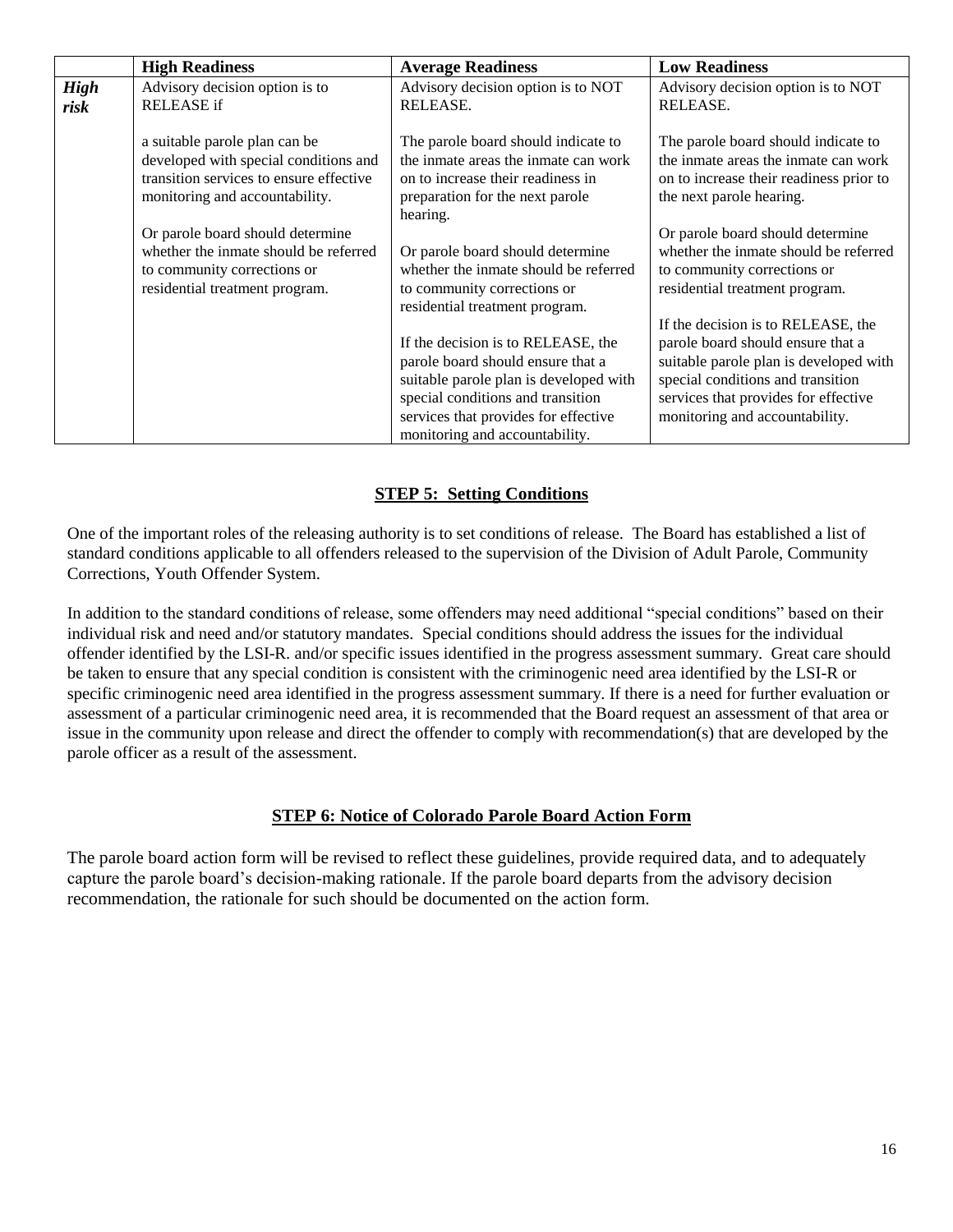| | **High Readiness** | **Average Readiness** | **Low Readiness** |
|---|---|---|---|
| ***High risk*** | Advisory decision option is to RELEASE if<br><br>a suitable parole plan can be developed with special conditions and transition services to ensure effective monitoring and accountability.<br><br>Or parole board should determine whether the inmate should be referred to community corrections or residential treatment program. | Advisory decision option is to NOT RELEASE.<br><br>The parole board should indicate to the inmate areas the inmate can work on to increase their readiness in preparation for the next parole hearing.<br><br>Or parole board should determine whether the inmate should be referred to community corrections or residential treatment program.<br><br>If the decision is to RELEASE, the parole board should ensure that a suitable parole plan is developed with special conditions and transition services that provides for effective monitoring and accountability. | Advisory decision option is to NOT RELEASE.<br><br>The parole board should indicate to the inmate areas the inmate can work on to increase their readiness prior to the next parole hearing.<br><br>Or parole board should determine whether the inmate should be referred to community corrections or residential treatment program.<br><br>If the decision is to RELEASE, the parole board should ensure that a suitable parole plan is developed with special conditions and transition services that provides for effective monitoring and accountability. |

## STEP 5: Setting Conditions

One of the important roles of the releasing authority is to set conditions of release. The Board has established a list of standard conditions applicable to all offenders released to the supervision of the Division of Adult Parole, Community Corrections, Youth Offender System.

In addition to the standard conditions of release, some offenders may need additional "special conditions" based on their individual risk and need and/or statutory mandates. Special conditions should address the issues for the individual offender identified by the LSI-R. and/or specific issues identified in the progress assessment summary. Great care should be taken to ensure that any special condition is consistent with the criminogenic need area identified by the LSI-R or specific criminogenic need area identified in the progress assessment summary. If there is a need for further evaluation or assessment of a particular criminogenic need area, it is recommended that the Board request an assessment of that area or issue in the community upon release and direct the offender to comply with recommendation(s) that are developed by the parole officer as a result of the assessment.

## STEP 6: Notice of Colorado Parole Board Action Form

The parole board action form will be revised to reflect these guidelines, provide required data, and to adequately capture the parole board's decision-making rationale. If the parole board departs from the advisory decision recommendation, the rationale for such should be documented on the action form.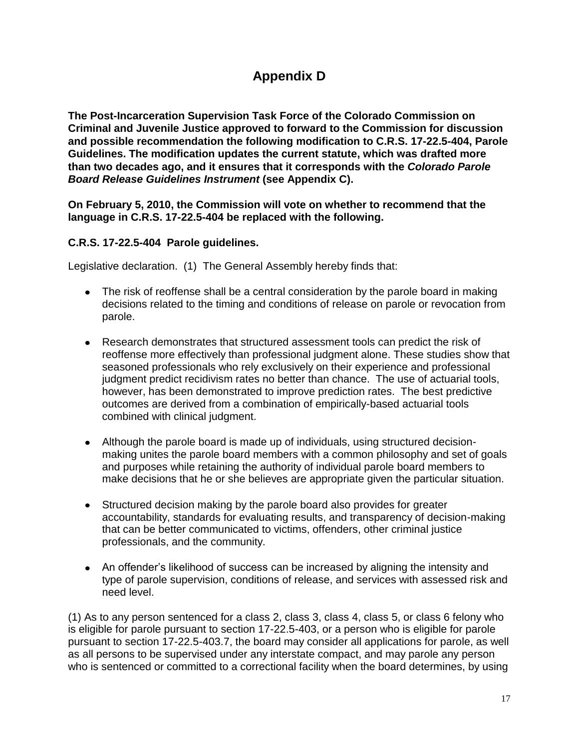# Appendix D

**The Post-Incarceration Supervision Task Force of the Colorado Commission on Criminal and Juvenile Justice approved to forward to the Commission for discussion and possible recommendation the following modification to C.R.S. 17-22.5-404, Parole Guidelines. The modification updates the current statute, which was drafted more than two decades ago, and it ensures that it corresponds with the *Colorado Parole Board Release Guidelines Instrument* (see Appendix C).**

**On February 5, 2010, the Commission will vote on whether to recommend that the language in C.R.S. 17-22.5-404 be replaced with the following.**

**C.R.S. 17-22.5-404 Parole guidelines.**

Legislative declaration. (1) The General Assembly hereby finds that:

- The risk of reoffense shall be a central consideration by the parole board in making decisions related to the timing and conditions of release on parole or revocation from parole.
- Research demonstrates that structured assessment tools can predict the risk of reoffense more effectively than professional judgment alone. These studies show that seasoned professionals who rely exclusively on their experience and professional judgment predict recidivism rates no better than chance. The use of actuarial tools, however, has been demonstrated to improve prediction rates. The best predictive outcomes are derived from a combination of empirically-based actuarial tools combined with clinical judgment.
- Although the parole board is made up of individuals, using structured decision-making unites the parole board members with a common philosophy and set of goals and purposes while retaining the authority of individual parole board members to make decisions that he or she believes are appropriate given the particular situation.
- Structured decision making by the parole board also provides for greater accountability, standards for evaluating results, and transparency of decision-making that can be better communicated to victims, offenders, other criminal justice professionals, and the community.
- An offender's likelihood of success can be increased by aligning the intensity and type of parole supervision, conditions of release, and services with assessed risk and need level.

(1) As to any person sentenced for a class 2, class 3, class 4, class 5, or class 6 felony who is eligible for parole pursuant to section 17-22.5-403, or a person who is eligible for parole pursuant to section 17-22.5-403.7, the board may consider all applications for parole, as well as all persons to be supervised under any interstate compact, and may parole any person who is sentenced or committed to a correctional facility when the board determines, by using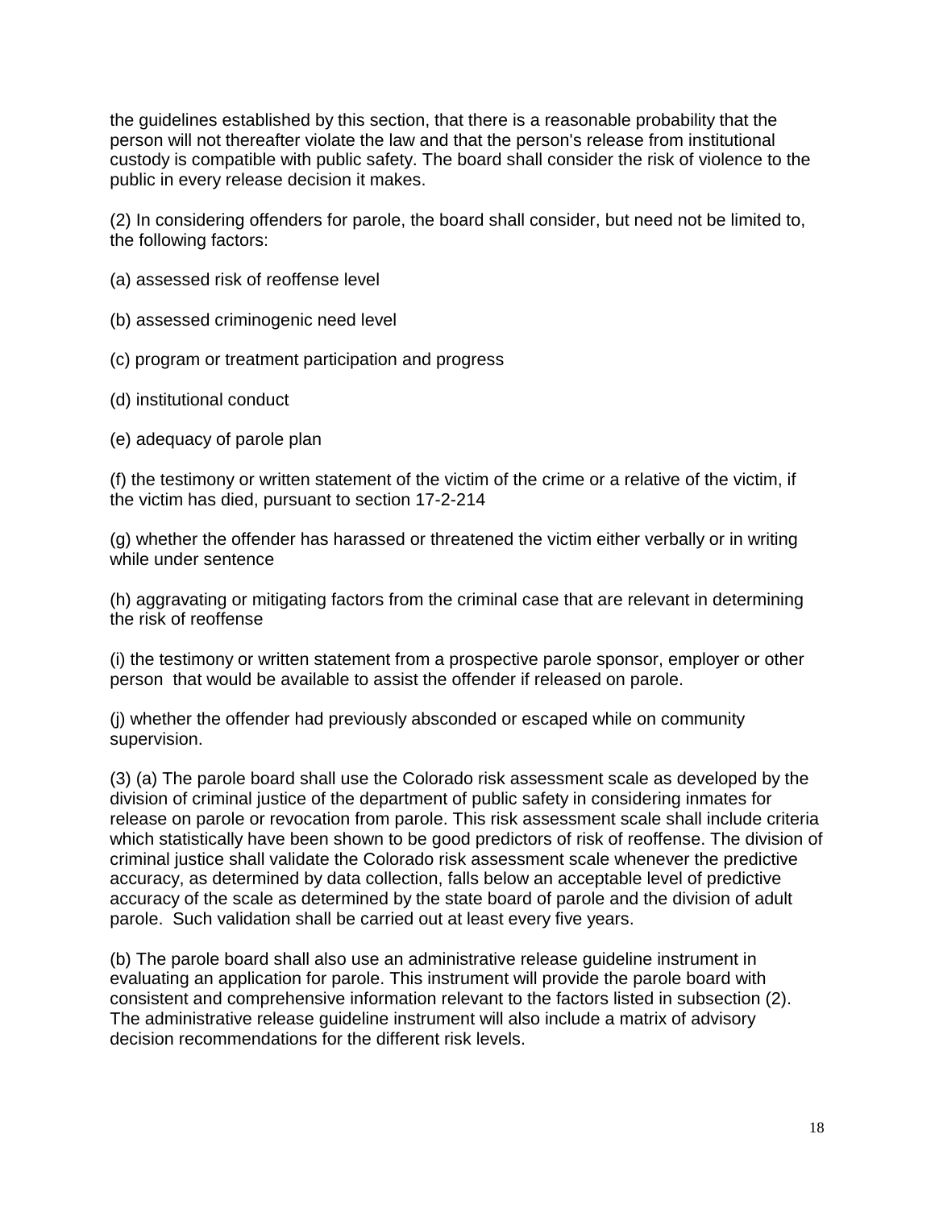the guidelines established by this section, that there is a reasonable probability that the person will not thereafter violate the law and that the person's release from institutional custody is compatible with public safety. The board shall consider the risk of violence to the public in every release decision it makes.

(2) In considering offenders for parole, the board shall consider, but need not be limited to, the following factors:

(a) assessed risk of reoffense level

(b) assessed criminogenic need level

(c) program or treatment participation and progress

(d) institutional conduct

(e) adequacy of parole plan

(f) the testimony or written statement of the victim of the crime or a relative of the victim, if the victim has died, pursuant to section 17-2-214

(g) whether the offender has harassed or threatened the victim either verbally or in writing while under sentence

(h) aggravating or mitigating factors from the criminal case that are relevant in determining the risk of reoffense

(i) the testimony or written statement from a prospective parole sponsor, employer or other person that would be available to assist the offender if released on parole.

(j) whether the offender had previously absconded or escaped while on community supervision.

(3) (a) The parole board shall use the Colorado risk assessment scale as developed by the division of criminal justice of the department of public safety in considering inmates for release on parole or revocation from parole. This risk assessment scale shall include criteria which statistically have been shown to be good predictors of risk of reoffense. The division of criminal justice shall validate the Colorado risk assessment scale whenever the predictive accuracy, as determined by data collection, falls below an acceptable level of predictive accuracy of the scale as determined by the state board of parole and the division of adult parole. Such validation shall be carried out at least every five years.

(b) The parole board shall also use an administrative release guideline instrument in evaluating an application for parole. This instrument will provide the parole board with consistent and comprehensive information relevant to the factors listed in subsection (2). The administrative release guideline instrument will also include a matrix of advisory decision recommendations for the different risk levels.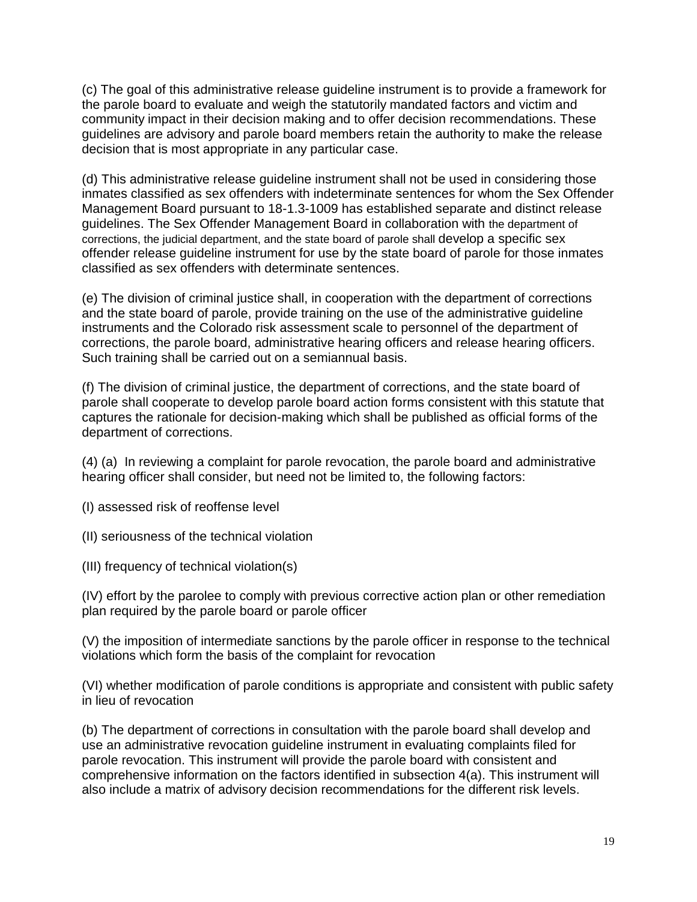(c) The goal of this administrative release guideline instrument is to provide a framework for the parole board to evaluate and weigh the statutorily mandated factors and victim and community impact in their decision making and to offer decision recommendations. These guidelines are advisory and parole board members retain the authority to make the release decision that is most appropriate in any particular case.

(d) This administrative release guideline instrument shall not be used in considering those inmates classified as sex offenders with indeterminate sentences for whom the Sex Offender Management Board pursuant to 18-1.3-1009 has established separate and distinct release guidelines. The Sex Offender Management Board in collaboration with the department of corrections, the judicial department, and the state board of parole shall develop a specific sex offender release guideline instrument for use by the state board of parole for those inmates classified as sex offenders with determinate sentences.

(e) The division of criminal justice shall, in cooperation with the department of corrections and the state board of parole, provide training on the use of the administrative guideline instruments and the Colorado risk assessment scale to personnel of the department of corrections, the parole board, administrative hearing officers and release hearing officers. Such training shall be carried out on a semiannual basis.

(f) The division of criminal justice, the department of corrections, and the state board of parole shall cooperate to develop parole board action forms consistent with this statute that captures the rationale for decision-making which shall be published as official forms of the department of corrections.

(4) (a) In reviewing a complaint for parole revocation, the parole board and administrative hearing officer shall consider, but need not be limited to, the following factors:

(I) assessed risk of reoffense level

(II) seriousness of the technical violation

(III) frequency of technical violation(s)

(IV) effort by the parolee to comply with previous corrective action plan or other remediation plan required by the parole board or parole officer

(V) the imposition of intermediate sanctions by the parole officer in response to the technical violations which form the basis of the complaint for revocation

(VI) whether modification of parole conditions is appropriate and consistent with public safety in lieu of revocation

(b) The department of corrections in consultation with the parole board shall develop and use an administrative revocation guideline instrument in evaluating complaints filed for parole revocation. This instrument will provide the parole board with consistent and comprehensive information on the factors identified in subsection 4(a). This instrument will also include a matrix of advisory decision recommendations for the different risk levels.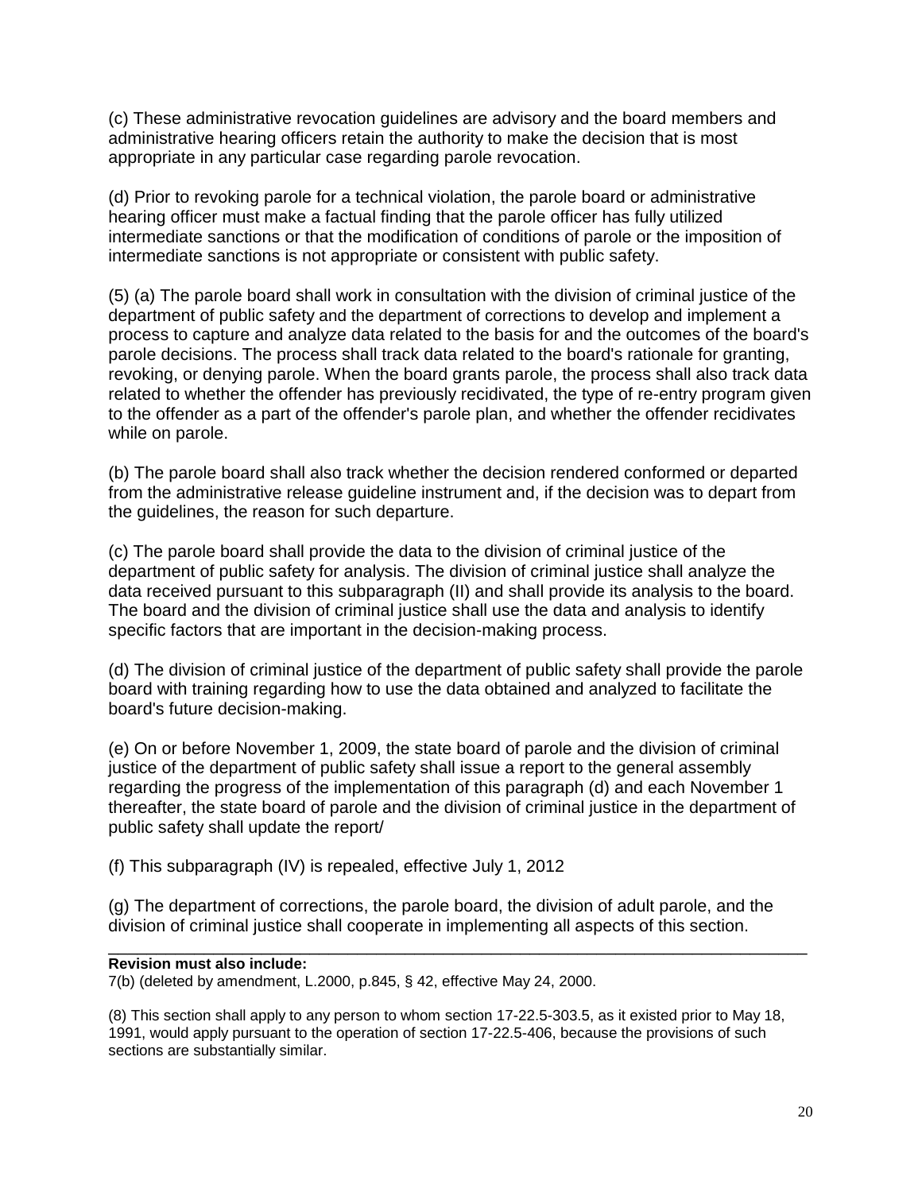(c) These administrative revocation guidelines are advisory and the board members and administrative hearing officers retain the authority to make the decision that is most appropriate in any particular case regarding parole revocation.

(d) Prior to revoking parole for a technical violation, the parole board or administrative hearing officer must make a factual finding that the parole officer has fully utilized intermediate sanctions or that the modification of conditions of parole or the imposition of intermediate sanctions is not appropriate or consistent with public safety.

(5) (a) The parole board shall work in consultation with the division of criminal justice of the department of public safety and the department of corrections to develop and implement a process to capture and analyze data related to the basis for and the outcomes of the board's parole decisions. The process shall track data related to the board's rationale for granting, revoking, or denying parole. When the board grants parole, the process shall also track data related to whether the offender has previously recidivated, the type of re-entry program given to the offender as a part of the offender's parole plan, and whether the offender recidivates while on parole.

(b) The parole board shall also track whether the decision rendered conformed or departed from the administrative release guideline instrument and, if the decision was to depart from the guidelines, the reason for such departure.

(c) The parole board shall provide the data to the division of criminal justice of the department of public safety for analysis. The division of criminal justice shall analyze the data received pursuant to this subparagraph (II) and shall provide its analysis to the board. The board and the division of criminal justice shall use the data and analysis to identify specific factors that are important in the decision-making process.

(d) The division of criminal justice of the department of public safety shall provide the parole board with training regarding how to use the data obtained and analyzed to facilitate the board's future decision-making.

(e) On or before November 1, 2009, the state board of parole and the division of criminal justice of the department of public safety shall issue a report to the general assembly regarding the progress of the implementation of this paragraph (d) and each November 1 thereafter, the state board of parole and the division of criminal justice in the department of public safety shall update the report/

(f) This subparagraph (IV) is repealed, effective July 1, 2012

(g) The department of corrections, the parole board, the division of adult parole, and the division of criminal justice shall cooperate in implementing all aspects of this section.

---

**Revision must also include:**

7(b) (deleted by amendment, L.2000, p.845, § 42, effective May 24, 2000.

(8) This section shall apply to any person to whom section 17-22.5-303.5, as it existed prior to May 18, 1991, would apply pursuant to the operation of section 17-22.5-406, because the provisions of such sections are substantially similar.